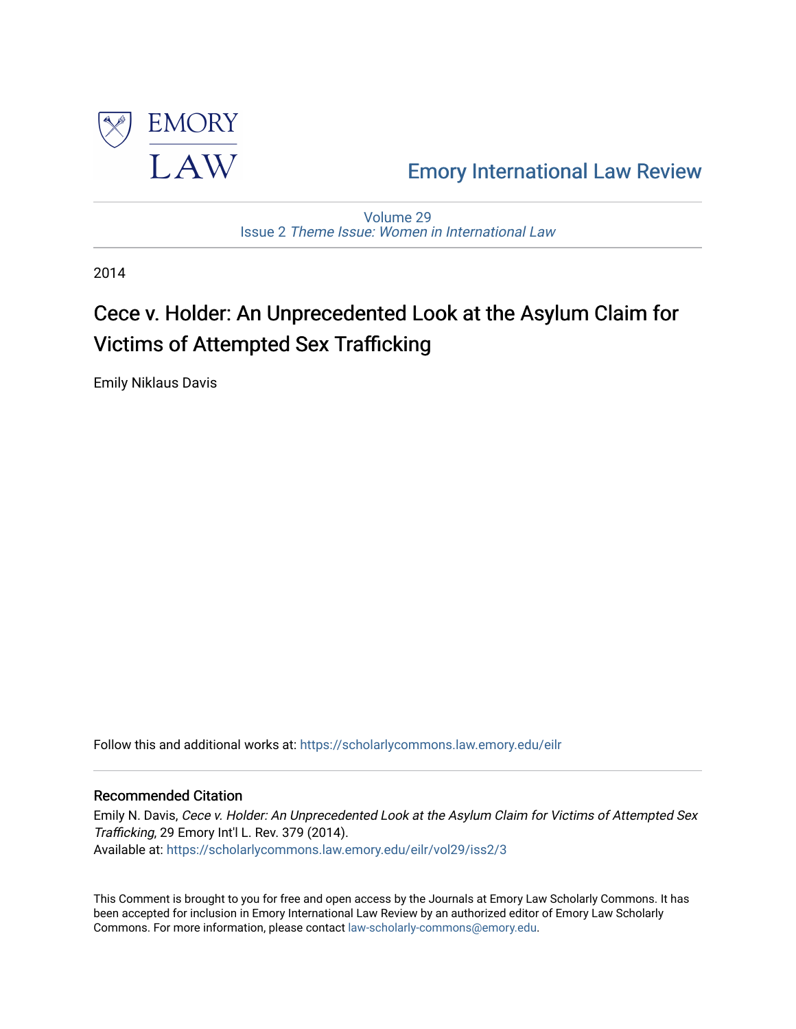Emory International Law Review

Volume 29
Issue 2 *Theme Issue: Women in International Law*

2014

# Cece v. Holder: An Unprecedented Look at the Asylum Claim for Victims of Attempted Sex Trafficking

Emily Niklaus Davis

Follow this and additional works at: https://scholarlycommons.law.emory.edu/eilr

## Recommended Citation

Emily N. Davis, *Cece v. Holder: An Unprecedented Look at the Asylum Claim for Victims of Attempted Sex Trafficking*, 29 Emory Int'l L. Rev. 379 (2014).
Available at: https://scholarlycommons.law.emory.edu/eilr/vol29/iss2/3

This Comment is brought to you for free and open access by the Journals at Emory Law Scholarly Commons. It has been accepted for inclusion in Emory International Law Review by an authorized editor of Emory Law Scholarly Commons. For more information, please contact law-scholarly-commons@emory.edu.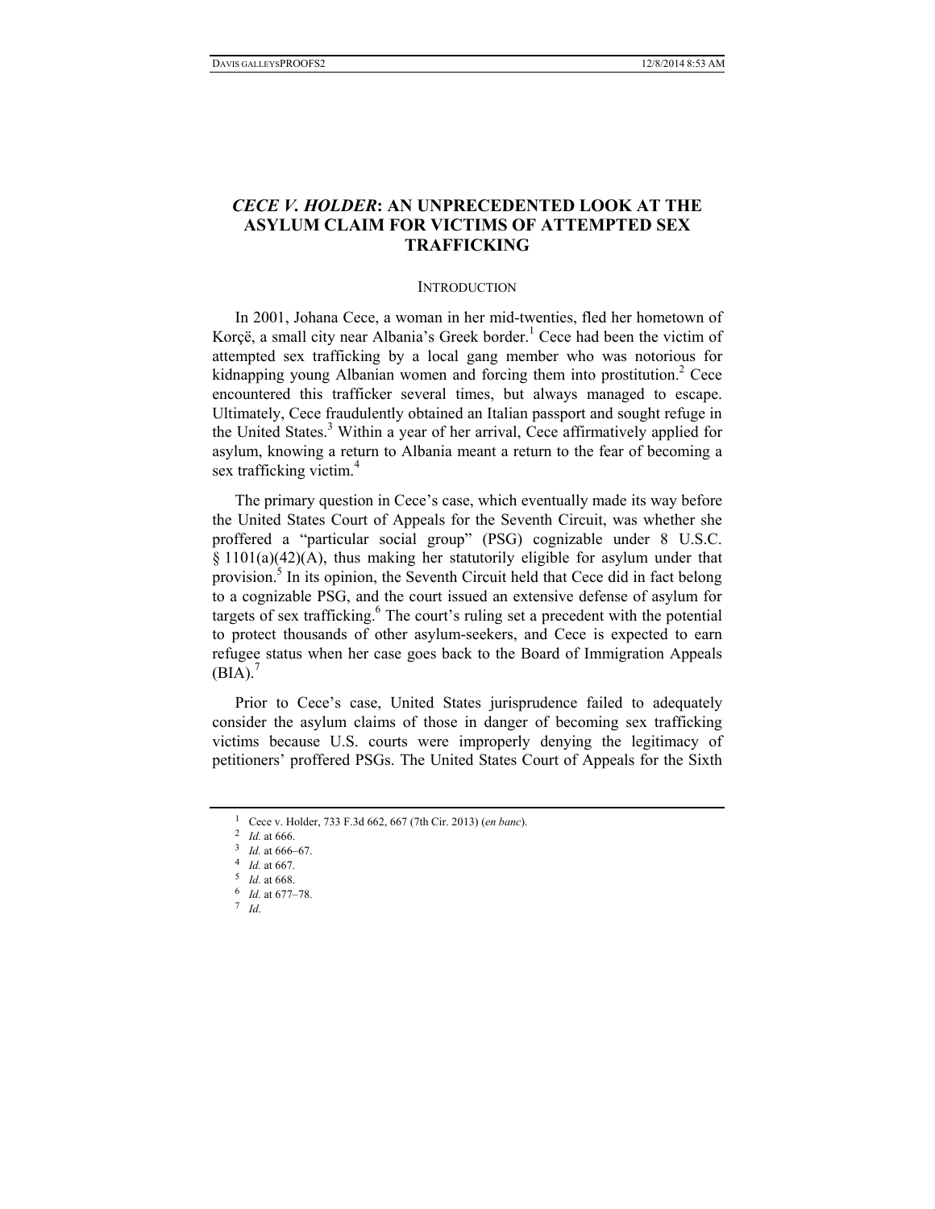# *CECE V. HOLDER*: AN UNPRECEDENTED LOOK AT THE ASYLUM CLAIM FOR VICTIMS OF ATTEMPTED SEX TRAFFICKING

## INTRODUCTION

In 2001, Johana Cece, a woman in her mid-twenties, fled her hometown of Korçë, a small city near Albania's Greek border.[1] Cece had been the victim of attempted sex trafficking by a local gang member who was notorious for kidnapping young Albanian women and forcing them into prostitution.[2] Cece encountered this trafficker several times, but always managed to escape. Ultimately, Cece fraudulently obtained an Italian passport and sought refuge in the United States.[3] Within a year of her arrival, Cece affirmatively applied for asylum, knowing a return to Albania meant a return to the fear of becoming a sex trafficking victim.[4]

The primary question in Cece's case, which eventually made its way before the United States Court of Appeals for the Seventh Circuit, was whether she proffered a "particular social group" (PSG) cognizable under 8 U.S.C. § 1101(a)(42)(A), thus making her statutorily eligible for asylum under that provision.[5] In its opinion, the Seventh Circuit held that Cece did in fact belong to a cognizable PSG, and the court issued an extensive defense of asylum for targets of sex trafficking.[6] The court's ruling set a precedent with the potential to protect thousands of other asylum-seekers, and Cece is expected to earn refugee status when her case goes back to the Board of Immigration Appeals (BIA).[7]

Prior to Cece's case, United States jurisprudence failed to adequately consider the asylum claims of those in danger of becoming sex trafficking victims because U.S. courts were improperly denying the legitimacy of petitioners' proffered PSGs. The United States Court of Appeals for the Sixth

---

1 Cece v. Holder, 733 F.3d 662, 667 (7th Cir. 2013) (*en banc*).

2 *Id.* at 666.

3 *Id.* at 666–67.

4 *Id.* at 667.

5 *Id.* at 668.

6 *Id.* at 677–78.

7 *Id*.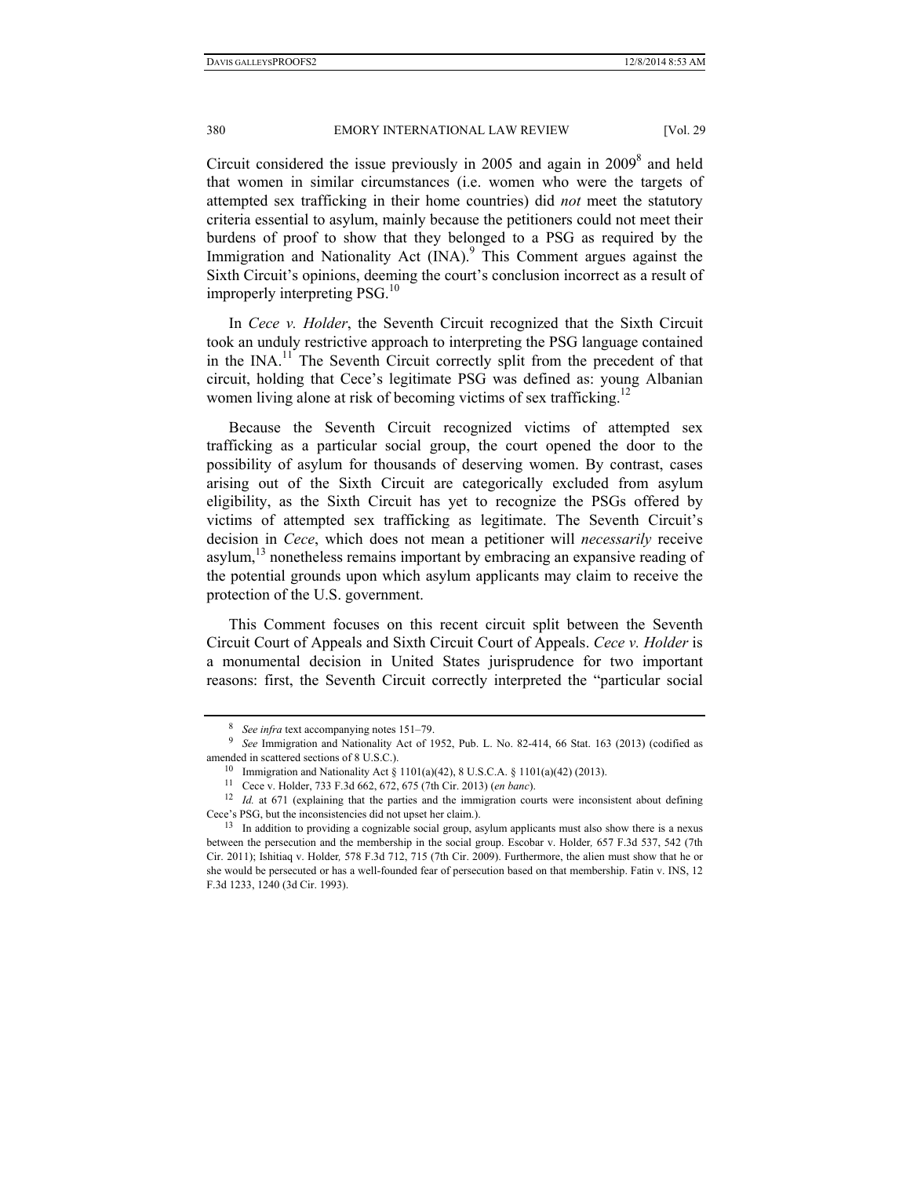Circuit considered the issue previously in 2005 and again in 2009[8] and held that women in similar circumstances (i.e. women who were the targets of attempted sex trafficking in their home countries) did *not* meet the statutory criteria essential to asylum, mainly because the petitioners could not meet their burdens of proof to show that they belonged to a PSG as required by the Immigration and Nationality Act (INA).[9] This Comment argues against the Sixth Circuit's opinions, deeming the court's conclusion incorrect as a result of improperly interpreting PSG.[10]

In *Cece v. Holder*, the Seventh Circuit recognized that the Sixth Circuit took an unduly restrictive approach to interpreting the PSG language contained in the INA.[11] The Seventh Circuit correctly split from the precedent of that circuit, holding that Cece's legitimate PSG was defined as: young Albanian women living alone at risk of becoming victims of sex trafficking.[12]

Because the Seventh Circuit recognized victims of attempted sex trafficking as a particular social group, the court opened the door to the possibility of asylum for thousands of deserving women. By contrast, cases arising out of the Sixth Circuit are categorically excluded from asylum eligibility, as the Sixth Circuit has yet to recognize the PSGs offered by victims of attempted sex trafficking as legitimate. The Seventh Circuit's decision in *Cece*, which does not mean a petitioner will *necessarily* receive asylum,[13] nonetheless remains important by embracing an expansive reading of the potential grounds upon which asylum applicants may claim to receive the protection of the U.S. government.

This Comment focuses on this recent circuit split between the Seventh Circuit Court of Appeals and Sixth Circuit Court of Appeals. *Cece v. Holder* is a monumental decision in United States jurisprudence for two important reasons: first, the Seventh Circuit correctly interpreted the "particular social

---

[8] *See infra* text accompanying notes 151–79.

[9] *See* Immigration and Nationality Act of 1952, Pub. L. No. 82-414, 66 Stat. 163 (2013) (codified as amended in scattered sections of 8 U.S.C.).

[10] Immigration and Nationality Act § 1101(a)(42), 8 U.S.C.A. § 1101(a)(42) (2013).

[11] Cece v. Holder, 733 F.3d 662, 672, 675 (7th Cir. 2013) (*en banc*).

[12] *Id.* at 671 (explaining that the parties and the immigration courts were inconsistent about defining Cece's PSG, but the inconsistencies did not upset her claim.).

[13] In addition to providing a cognizable social group, asylum applicants must also show there is a nexus between the persecution and the membership in the social group. Escobar v. Holder*,* 657 F.3d 537, 542 (7th Cir. 2011); Ishitiaq v. Holder*,* 578 F.3d 712, 715 (7th Cir. 2009). Furthermore, the alien must show that he or she would be persecuted or has a well-founded fear of persecution based on that membership. Fatin v. INS, 12 F.3d 1233, 1240 (3d Cir. 1993).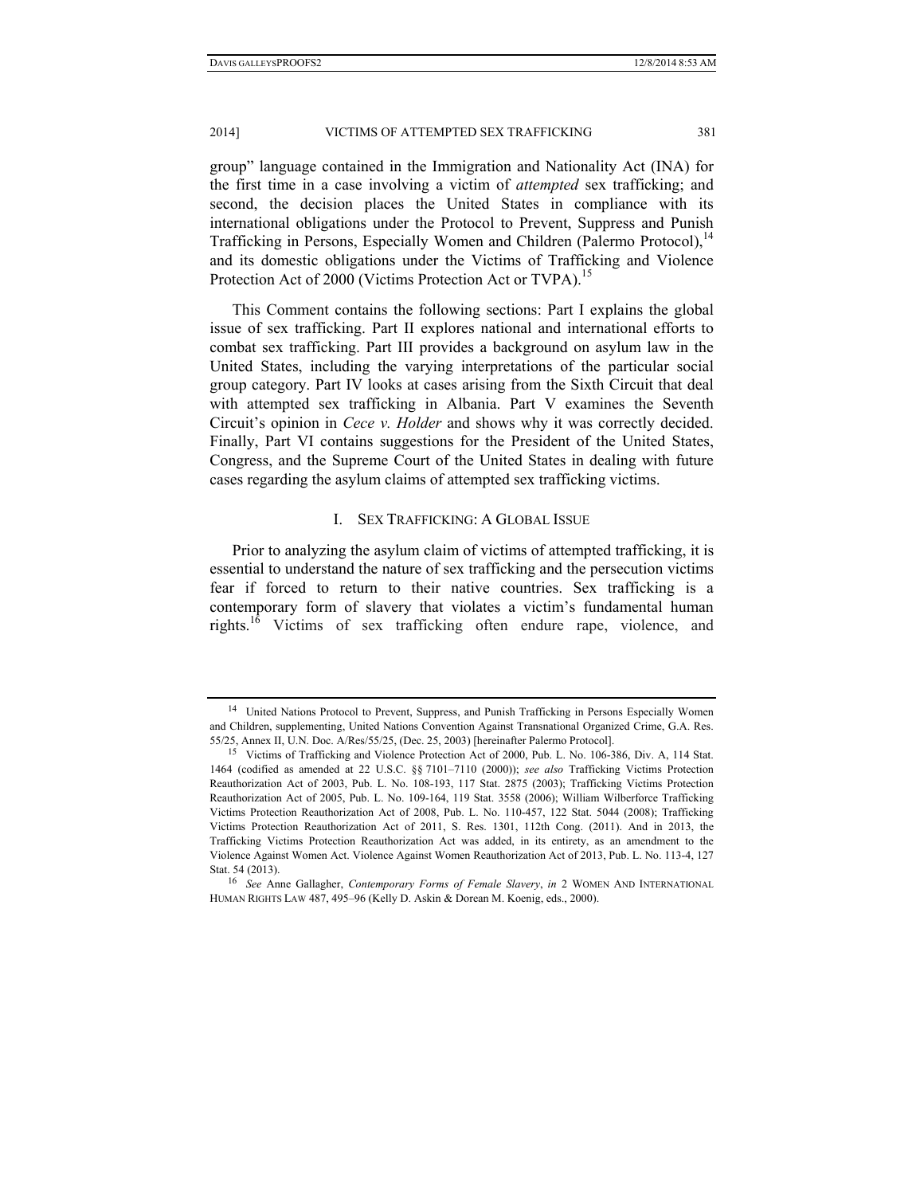group" language contained in the Immigration and Nationality Act (INA) for the first time in a case involving a victim of *attempted* sex trafficking; and second, the decision places the United States in compliance with its international obligations under the Protocol to Prevent, Suppress and Punish Trafficking in Persons, Especially Women and Children (Palermo Protocol),[14] and its domestic obligations under the Victims of Trafficking and Violence Protection Act of 2000 (Victims Protection Act or TVPA).[15]

This Comment contains the following sections: Part I explains the global issue of sex trafficking. Part II explores national and international efforts to combat sex trafficking. Part III provides a background on asylum law in the United States, including the varying interpretations of the particular social group category. Part IV looks at cases arising from the Sixth Circuit that deal with attempted sex trafficking in Albania. Part V examines the Seventh Circuit's opinion in *Cece v. Holder* and shows why it was correctly decided. Finally, Part VI contains suggestions for the President of the United States, Congress, and the Supreme Court of the United States in dealing with future cases regarding the asylum claims of attempted sex trafficking victims.

## I. SEX TRAFFICKING: A GLOBAL ISSUE

Prior to analyzing the asylum claim of victims of attempted trafficking, it is essential to understand the nature of sex trafficking and the persecution victims fear if forced to return to their native countries. Sex trafficking is a contemporary form of slavery that violates a victim's fundamental human rights.[16] Victims of sex trafficking often endure rape, violence, and

---

[14] United Nations Protocol to Prevent, Suppress, and Punish Trafficking in Persons Especially Women and Children, supplementing, United Nations Convention Against Transnational Organized Crime, G.A. Res. 55/25, Annex II, U.N. Doc. A/Res/55/25, (Dec. 25, 2003) [hereinafter Palermo Protocol].

[15] Victims of Trafficking and Violence Protection Act of 2000, Pub. L. No. 106-386, Div. A, 114 Stat. 1464 (codified as amended at 22 U.S.C. §§ 7101–7110 (2000)); *see also* Trafficking Victims Protection Reauthorization Act of 2003, Pub. L. No. 108-193, 117 Stat. 2875 (2003); Trafficking Victims Protection Reauthorization Act of 2005, Pub. L. No. 109-164, 119 Stat. 3558 (2006); William Wilberforce Trafficking Victims Protection Reauthorization Act of 2008, Pub. L. No. 110-457, 122 Stat. 5044 (2008); Trafficking Victims Protection Reauthorization Act of 2011, S. Res. 1301, 112th Cong. (2011). And in 2013, the Trafficking Victims Protection Reauthorization Act was added, in its entirety, as an amendment to the Violence Against Women Act. Violence Against Women Reauthorization Act of 2013, Pub. L. No. 113-4, 127 Stat. 54 (2013).

[16] *See* Anne Gallagher, *Contemporary Forms of Female Slavery*, *in* 2 WOMEN AND INTERNATIONAL HUMAN RIGHTS LAW 487, 495–96 (Kelly D. Askin & Dorean M. Koenig, eds., 2000).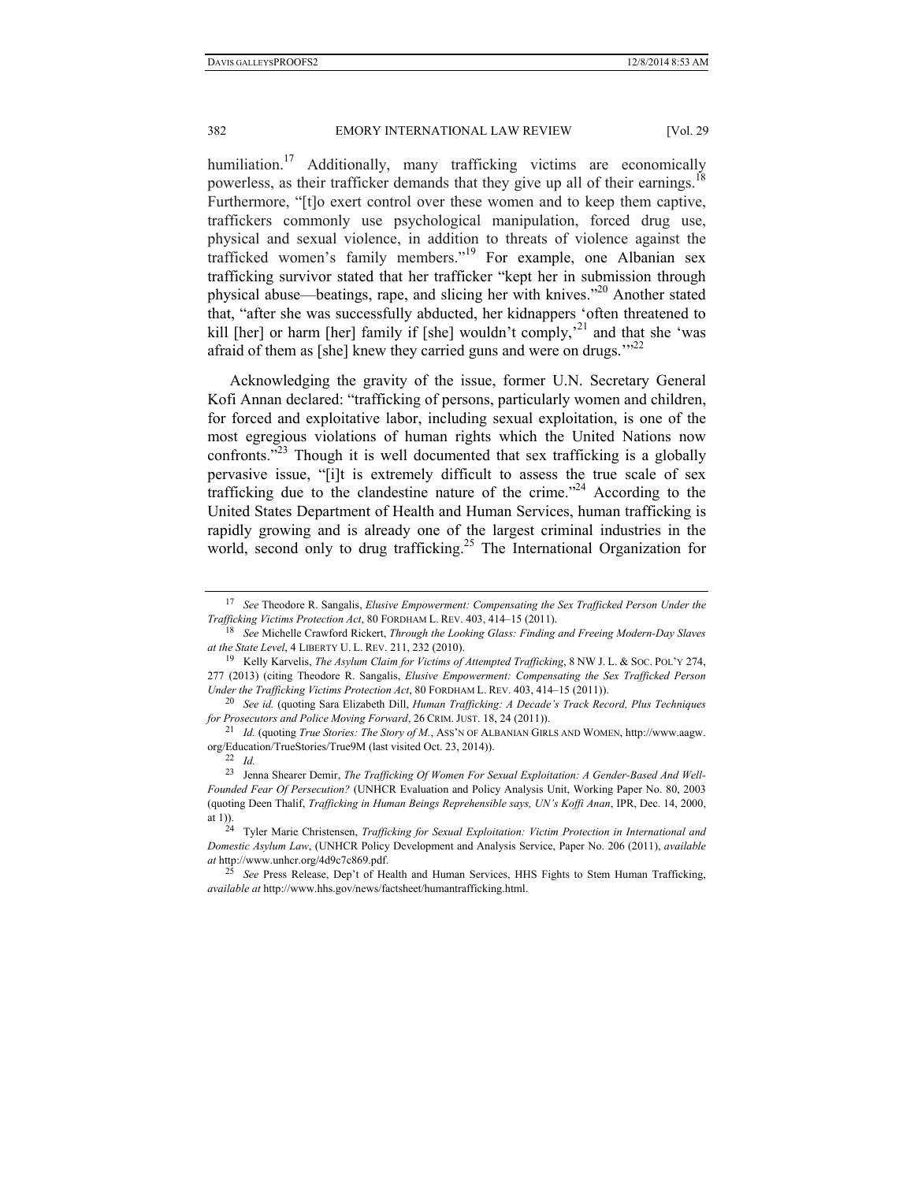humiliation.[17] Additionally, many trafficking victims are economically powerless, as their trafficker demands that they give up all of their earnings.[18] Furthermore, "[t]o exert control over these women and to keep them captive, traffickers commonly use psychological manipulation, forced drug use, physical and sexual violence, in addition to threats of violence against the trafficked women's family members."[19] For example, one Albanian sex trafficking survivor stated that her trafficker "kept her in submission through physical abuse—beatings, rape, and slicing her with knives."[20] Another stated that, "after she was successfully abducted, her kidnappers 'often threatened to kill [her] or harm [her] family if [she] wouldn't comply,'[21] and that she 'was afraid of them as [she] knew they carried guns and were on drugs.'"[22]

Acknowledging the gravity of the issue, former U.N. Secretary General Kofi Annan declared: "trafficking of persons, particularly women and children, for forced and exploitative labor, including sexual exploitation, is one of the most egregious violations of human rights which the United Nations now confronts."[23] Though it is well documented that sex trafficking is a globally pervasive issue, "[i]t is extremely difficult to assess the true scale of sex trafficking due to the clandestine nature of the crime."[24] According to the United States Department of Health and Human Services, human trafficking is rapidly growing and is already one of the largest criminal industries in the world, second only to drug trafficking.[25] The International Organization for

---

[17] *See* Theodore R. Sangalis, *Elusive Empowerment: Compensating the Sex Trafficked Person Under the Trafficking Victims Protection Act*, 80 FORDHAM L. REV. 403, 414–15 (2011).

[18] *See* Michelle Crawford Rickert, *Through the Looking Glass: Finding and Freeing Modern-Day Slaves at the State Level*, 4 LIBERTY U. L. REV. 211, 232 (2010).

[19] Kelly Karvelis, *The Asylum Claim for Victims of Attempted Trafficking*, 8 NW J. L. & SOC. POL'Y 274, 277 (2013) (citing Theodore R. Sangalis, *Elusive Empowerment: Compensating the Sex Trafficked Person Under the Trafficking Victims Protection Act*, 80 FORDHAM L. REV. 403, 414–15 (2011)).

[20] *See id.* (quoting Sara Elizabeth Dill, *Human Trafficking: A Decade's Track Record, Plus Techniques for Prosecutors and Police Moving Forward*, 26 CRIM. JUST. 18, 24 (2011)).

[21] *Id.* (quoting *True Stories: The Story of M.*, ASS'N OF ALBANIAN GIRLS AND WOMEN, http://www.aagw.org/Education/TrueStories/True9M (last visited Oct. 23, 2014)).

[22] *Id.*

[23] Jenna Shearer Demir, *The Trafficking Of Women For Sexual Exploitation: A Gender-Based And Well-Founded Fear Of Persecution?* (UNHCR Evaluation and Policy Analysis Unit, Working Paper No. 80, 2003 (quoting Deen Thalif, *Trafficking in Human Beings Reprehensible says, UN's Koffi Anan*, IPR, Dec. 14, 2000, at 1)).

[24] Tyler Marie Christensen, *Trafficking for Sexual Exploitation: Victim Protection in International and Domestic Asylum Law*, (UNHCR Policy Development and Analysis Service, Paper No. 206 (2011), *available at* http://www.unhcr.org/4d9c7c869.pdf.

[25] *See* Press Release, Dep't of Health and Human Services, HHS Fights to Stem Human Trafficking, *available at* http://www.hhs.gov/news/factsheet/humantrafficking.html.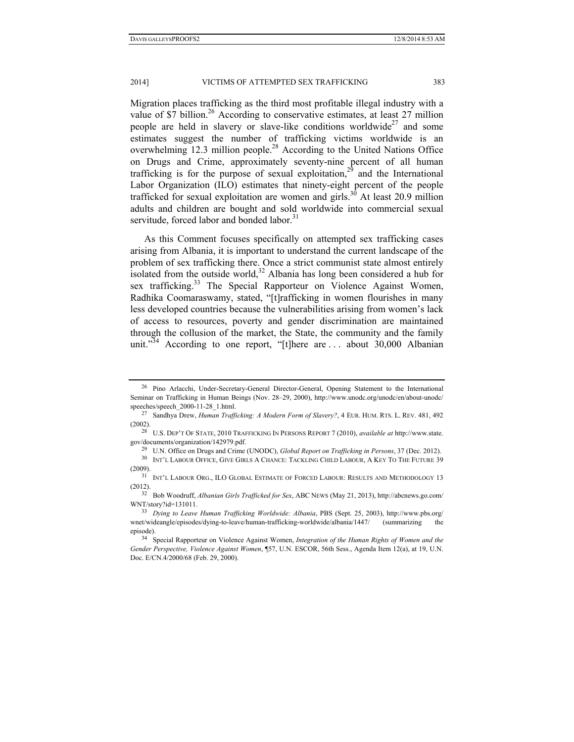Migration places trafficking as the third most profitable illegal industry with a value of $7 billion.[26] According to conservative estimates, at least 27 million people are held in slavery or slave-like conditions worldwide[27] and some estimates suggest the number of trafficking victims worldwide is an overwhelming 12.3 million people.[28] According to the United Nations Office on Drugs and Crime, approximately seventy-nine percent of all human trafficking is for the purpose of sexual exploitation,[29] and the International Labor Organization (ILO) estimates that ninety-eight percent of the people trafficked for sexual exploitation are women and girls.[30] At least 20.9 million adults and children are bought and sold worldwide into commercial sexual servitude, forced labor and bonded labor.[31]

As this Comment focuses specifically on attempted sex trafficking cases arising from Albania, it is important to understand the current landscape of the problem of sex trafficking there. Once a strict communist state almost entirely isolated from the outside world,[32] Albania has long been considered a hub for sex trafficking.[33] The Special Rapporteur on Violence Against Women, Radhika Coomaraswamy, stated, "[t]rafficking in women flourishes in many less developed countries because the vulnerabilities arising from women's lack of access to resources, poverty and gender discrimination are maintained through the collusion of the market, the State, the community and the family unit."[34] According to one report, "[t]here are . . . about 30,000 Albanian

---

[26] Pino Arlacchi, Under-Secretary-General Director-General, Opening Statement to the International Seminar on Trafficking in Human Beings (Nov. 28–29, 2000), http://www.unodc.org/unodc/en/about-unodc/speeches/speech_2000-11-28_1.html.

[27] Sandhya Drew, *Human Trafficking: A Modern Form of Slavery?*, 4 EUR. HUM. RTS. L. REV. 481, 492 (2002).

[28] U.S. DEP'T OF STATE, 2010 TRAFFICKING IN PERSONS REPORT 7 (2010), *available at* http://www.state.gov/documents/organization/142979.pdf.

[29] U.N. Office on Drugs and Crime (UNODC), *Global Report on Trafficking in Persons*, 37 (Dec. 2012).

[30] INT'L LABOUR OFFICE, GIVE GIRLS A CHANCE: TACKLING CHILD LABOUR, A KEY TO THE FUTURE 39 (2009).

[31] INT'L LABOUR ORG., ILO GLOBAL ESTIMATE OF FORCED LABOUR: RESULTS AND METHODOLOGY 13 (2012).

[32] Bob Woodruff, *Albanian Girls Trafficked for Sex*, ABC NEWS (May 21, 2013), http://abcnews.go.com/WNT/story?id=131011.

[33] *Dying to Leave Human Trafficking Worldwide: Albania*, PBS (Sept. 25, 2003), http://www.pbs.org/wnet/wideangle/episodes/dying-to-leave/human-trafficking-worldwide/albania/1447/ (summarizing the episode).

[34] Special Rapporteur on Violence Against Women, *Integration of the Human Rights of Women and the Gender Perspective, Violence Against Women*, ¶57, U.N. ESCOR, 56th Sess., Agenda Item 12(a), at 19, U.N. Doc. E/CN.4/2000/68 (Feb. 29, 2000).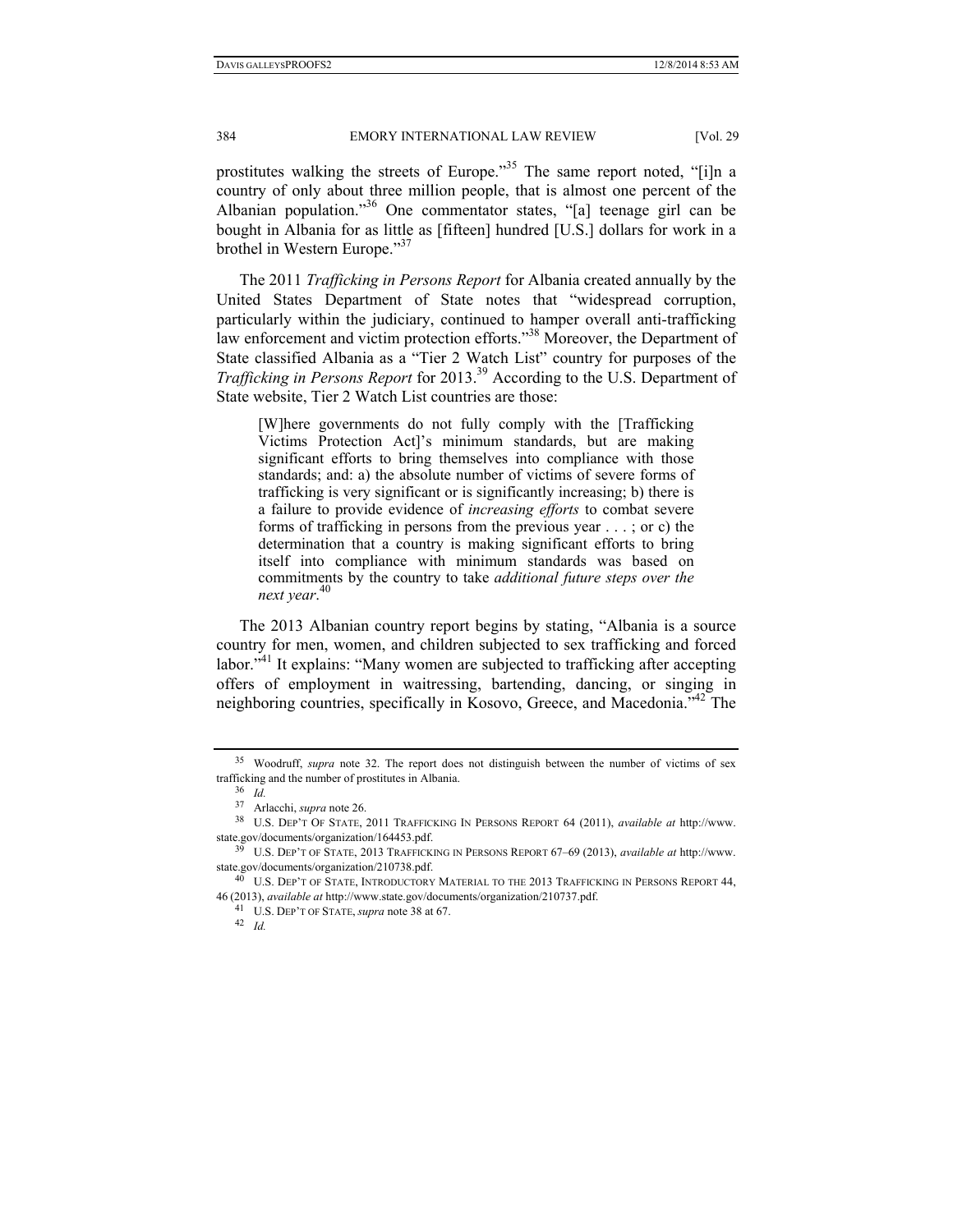prostitutes walking the streets of Europe."[35] The same report noted, "[i]n a country of only about three million people, that is almost one percent of the Albanian population."[36] One commentator states, "[a] teenage girl can be bought in Albania for as little as [fifteen] hundred [U.S.] dollars for work in a brothel in Western Europe."[37]

The 2011 *Trafficking in Persons Report* for Albania created annually by the United States Department of State notes that "widespread corruption, particularly within the judiciary, continued to hamper overall anti-trafficking law enforcement and victim protection efforts."[38] Moreover, the Department of State classified Albania as a "Tier 2 Watch List" country for purposes of the *Trafficking in Persons Report* for 2013.[39] According to the U.S. Department of State website, Tier 2 Watch List countries are those:

> [W]here governments do not fully comply with the [Trafficking Victims Protection Act]'s minimum standards, but are making significant efforts to bring themselves into compliance with those standards; and: a) the absolute number of victims of severe forms of trafficking is very significant or is significantly increasing; b) there is a failure to provide evidence of *increasing efforts* to combat severe forms of trafficking in persons from the previous year . . . ; or c) the determination that a country is making significant efforts to bring itself into compliance with minimum standards was based on commitments by the country to take *additional future steps over the next year*.[40]

The 2013 Albanian country report begins by stating, "Albania is a source country for men, women, and children subjected to sex trafficking and forced labor."[41] It explains: "Many women are subjected to trafficking after accepting offers of employment in waitressing, bartending, dancing, or singing in neighboring countries, specifically in Kosovo, Greece, and Macedonia."[42] The

---

[35] Woodruff, *supra* note 32. The report does not distinguish between the number of victims of sex trafficking and the number of prostitutes in Albania.

[36] *Id.*

[37] Arlacchi, *supra* note 26.

[38] U.S. DEP'T OF STATE, 2011 TRAFFICKING IN PERSONS REPORT 64 (2011), *available at* http://www.state.gov/documents/organization/164453.pdf.

[39] U.S. DEP'T OF STATE, 2013 TRAFFICKING IN PERSONS REPORT 67–69 (2013), *available at* http://www.state.gov/documents/organization/210738.pdf.

[40] U.S. DEP'T OF STATE, INTRODUCTORY MATERIAL TO THE 2013 TRAFFICKING IN PERSONS REPORT 44, 46 (2013), *available at* http://www.state.gov/documents/organization/210737.pdf.

[41] U.S. DEP'T OF STATE, *supra* note 38 at 67.

[42] *Id.*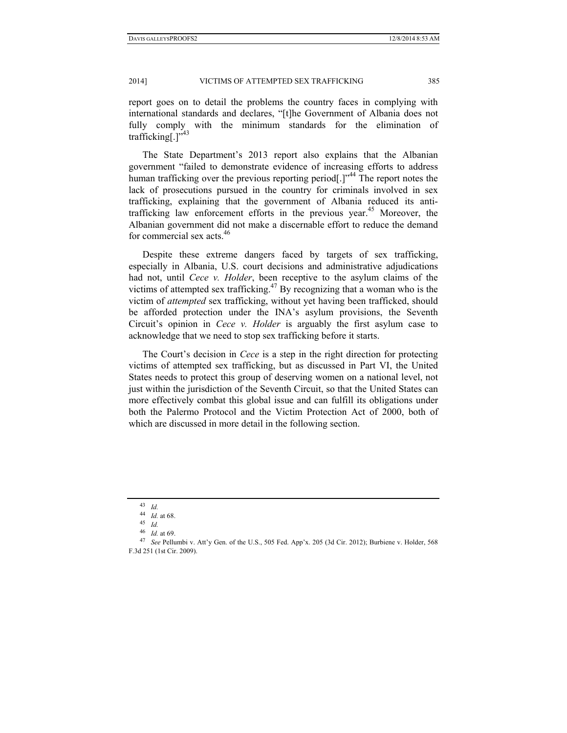report goes on to detail the problems the country faces in complying with international standards and declares, "[t]he Government of Albania does not fully comply with the minimum standards for the elimination of trafficking[.]"[43]

The State Department's 2013 report also explains that the Albanian government "failed to demonstrate evidence of increasing efforts to address human trafficking over the previous reporting period[.]"[44] The report notes the lack of prosecutions pursued in the country for criminals involved in sex trafficking, explaining that the government of Albania reduced its anti-trafficking law enforcement efforts in the previous year.[45] Moreover, the Albanian government did not make a discernable effort to reduce the demand for commercial sex acts.[46]

Despite these extreme dangers faced by targets of sex trafficking, especially in Albania, U.S. court decisions and administrative adjudications had not, until *Cece v. Holder*, been receptive to the asylum claims of the victims of attempted sex trafficking.[47] By recognizing that a woman who is the victim of *attempted* sex trafficking, without yet having been trafficked, should be afforded protection under the INA's asylum provisions, the Seventh Circuit's opinion in *Cece v. Holder* is arguably the first asylum case to acknowledge that we need to stop sex trafficking before it starts.

The Court's decision in *Cece* is a step in the right direction for protecting victims of attempted sex trafficking, but as discussed in Part VI, the United States needs to protect this group of deserving women on a national level, not just within the jurisdiction of the Seventh Circuit, so that the United States can more effectively combat this global issue and can fulfill its obligations under both the Palermo Protocol and the Victim Protection Act of 2000, both of which are discussed in more detail in the following section.

---

[43] *Id.*

[44] *Id.* at 68.

[45] *Id.*

[46] *Id.* at 69.

[47] *See* Pellumbi v. Att'y Gen. of the U.S., 505 Fed. App'x. 205 (3d Cir. 2012); Burbiene v. Holder, 568 F.3d 251 (1st Cir. 2009).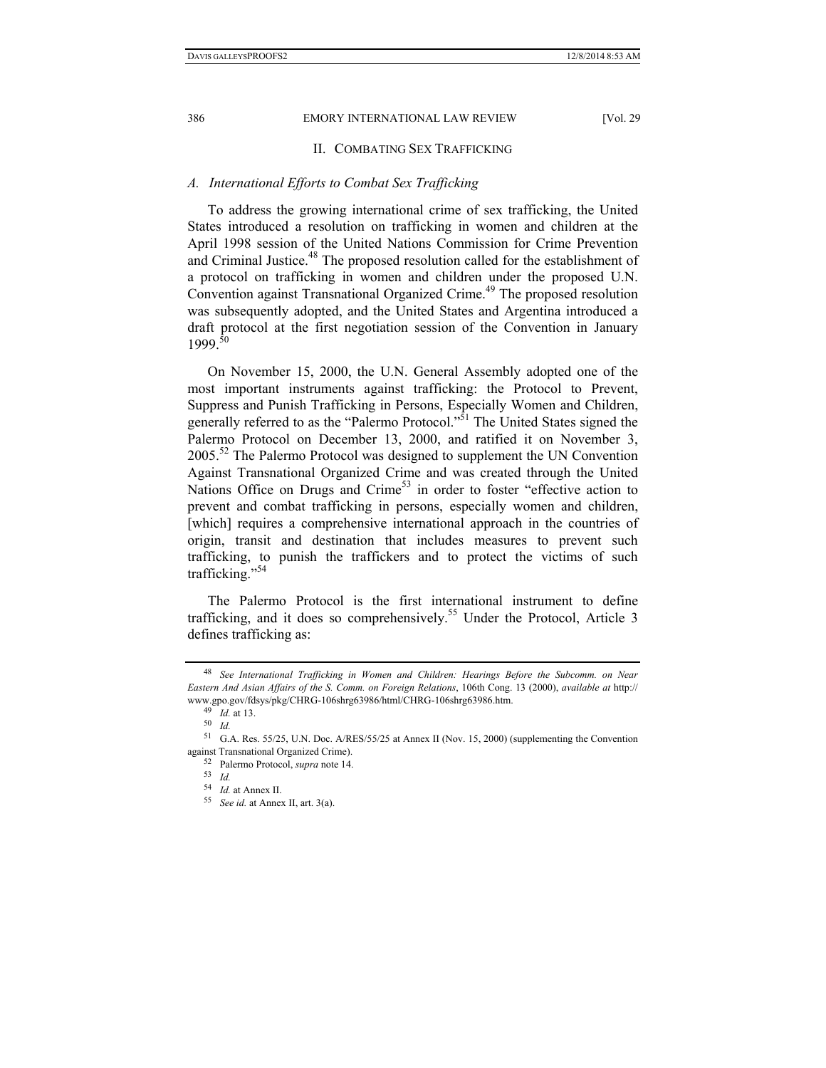## II. Combating Sex Trafficking

### *A. International Efforts to Combat Sex Trafficking*

To address the growing international crime of sex trafficking, the United States introduced a resolution on trafficking in women and children at the April 1998 session of the United Nations Commission for Crime Prevention and Criminal Justice.[48] The proposed resolution called for the establishment of a protocol on trafficking in women and children under the proposed U.N. Convention against Transnational Organized Crime.[49] The proposed resolution was subsequently adopted, and the United States and Argentina introduced a draft protocol at the first negotiation session of the Convention in January 1999.[50]

On November 15, 2000, the U.N. General Assembly adopted one of the most important instruments against trafficking: the Protocol to Prevent, Suppress and Punish Trafficking in Persons, Especially Women and Children, generally referred to as the "Palermo Protocol."[51] The United States signed the Palermo Protocol on December 13, 2000, and ratified it on November 3, 2005.[52] The Palermo Protocol was designed to supplement the UN Convention Against Transnational Organized Crime and was created through the United Nations Office on Drugs and Crime[53] in order to foster "effective action to prevent and combat trafficking in persons, especially women and children, [which] requires a comprehensive international approach in the countries of origin, transit and destination that includes measures to prevent such trafficking, to punish the traffickers and to protect the victims of such trafficking."[54]

The Palermo Protocol is the first international instrument to define trafficking, and it does so comprehensively.[55] Under the Protocol, Article 3 defines trafficking as:

---

[48] *See International Trafficking in Women and Children: Hearings Before the Subcomm. on Near Eastern And Asian Affairs of the S. Comm. on Foreign Relations*, 106th Cong. 13 (2000), *available at* http://www.gpo.gov/fdsys/pkg/CHRG-106shrg63986/html/CHRG-106shrg63986.htm.

[49] *Id.* at 13.

[50] *Id.*

[51] G.A. Res. 55/25, U.N. Doc. A/RES/55/25 at Annex II (Nov. 15, 2000) (supplementing the Convention against Transnational Organized Crime).

[52] Palermo Protocol, *supra* note 14.

[53] *Id.*

[54] *Id.* at Annex II.

[55] *See id.* at Annex II, art. 3(a).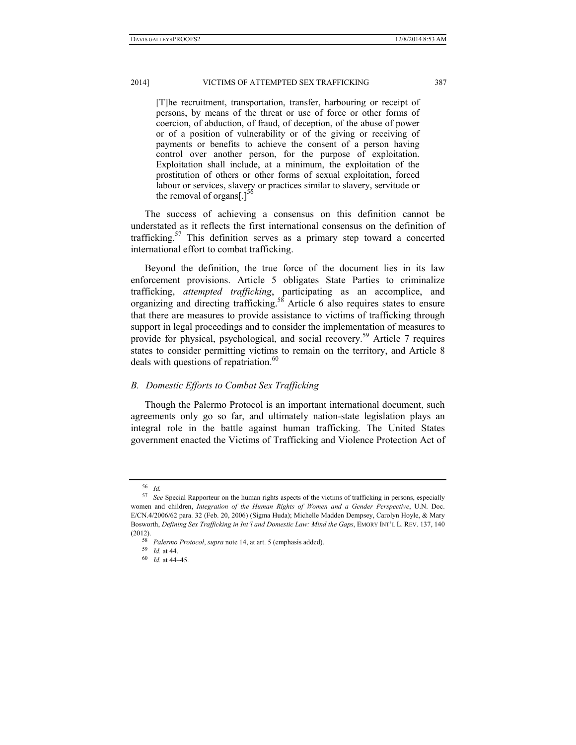> [T]he recruitment, transportation, transfer, harbouring or receipt of persons, by means of the threat or use of force or other forms of coercion, of abduction, of fraud, of deception, of the abuse of power or of a position of vulnerability or of the giving or receiving of payments or benefits to achieve the consent of a person having control over another person, for the purpose of exploitation. Exploitation shall include, at a minimum, the exploitation of the prostitution of others or other forms of sexual exploitation, forced labour or services, slavery or practices similar to slavery, servitude or the removal of organs[.][56]

The success of achieving a consensus on this definition cannot be understated as it reflects the first international consensus on the definition of trafficking.[57] This definition serves as a primary step toward a concerted international effort to combat trafficking.

Beyond the definition, the true force of the document lies in its law enforcement provisions. Article 5 obligates State Parties to criminalize trafficking, *attempted trafficking*, participating as an accomplice, and organizing and directing trafficking.[58] Article 6 also requires states to ensure that there are measures to provide assistance to victims of trafficking through support in legal proceedings and to consider the implementation of measures to provide for physical, psychological, and social recovery.[59] Article 7 requires states to consider permitting victims to remain on the territory, and Article 8 deals with questions of repatriation.[60]

### *B. Domestic Efforts to Combat Sex Trafficking*

Though the Palermo Protocol is an important international document, such agreements only go so far, and ultimately nation-state legislation plays an integral role in the battle against human trafficking. The United States government enacted the Victims of Trafficking and Violence Protection Act of

---

[56] *Id.*

[57] *See* Special Rapporteur on the human rights aspects of the victims of trafficking in persons, especially women and children, *Integration of the Human Rights of Women and a Gender Perspective*, U.N. Doc. E/CN.4/2006/62 para. 32 (Feb. 20, 2006) (Sigma Huda); Michelle Madden Dempsey, Carolyn Hoyle, & Mary Bosworth, *Defining Sex Trafficking in Int'l and Domestic Law: Mind the Gaps*, EMORY INT'L L. REV. 137, 140 (2012).

[58] *Palermo Protocol*, *supra* note 14, at art. 5 (emphasis added).

[59] *Id.* at 44.

[60] *Id.* at 44–45.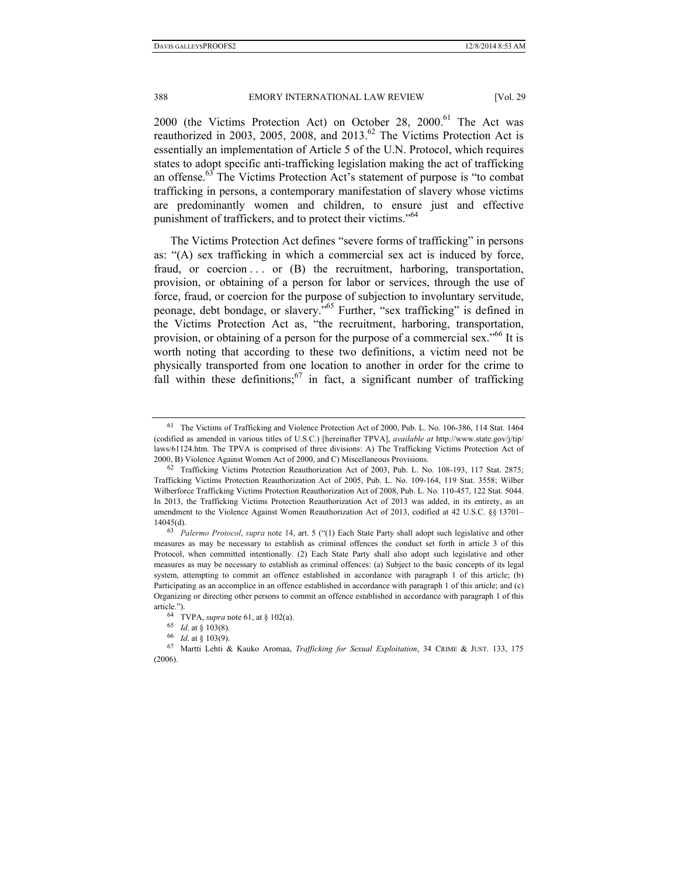2000 (the Victims Protection Act) on October 28, 2000.[61] The Act was reauthorized in 2003, 2005, 2008, and 2013.[62] The Victims Protection Act is essentially an implementation of Article 5 of the U.N. Protocol, which requires states to adopt specific anti-trafficking legislation making the act of trafficking an offense.[63] The Victims Protection Act's statement of purpose is "to combat trafficking in persons, a contemporary manifestation of slavery whose victims are predominantly women and children, to ensure just and effective punishment of traffickers, and to protect their victims."[64]

The Victims Protection Act defines "severe forms of trafficking" in persons as: "(A) sex trafficking in which a commercial sex act is induced by force, fraud, or coercion . . . or (B) the recruitment, harboring, transportation, provision, or obtaining of a person for labor or services, through the use of force, fraud, or coercion for the purpose of subjection to involuntary servitude, peonage, debt bondage, or slavery."[65] Further, "sex trafficking" is defined in the Victims Protection Act as, "the recruitment, harboring, transportation, provision, or obtaining of a person for the purpose of a commercial sex."[66] It is worth noting that according to these two definitions, a victim need not be physically transported from one location to another in order for the crime to fall within these definitions;[67] in fact, a significant number of trafficking

---

[61] The Victims of Trafficking and Violence Protection Act of 2000, Pub. L. No. 106-386, 114 Stat. 1464 (codified as amended in various titles of U.S.C.) [hereinafter TPVA], *available at* http://www.state.gov/j/tip/laws/61124.htm. The TPVA is comprised of three divisions: A) The Trafficking Victims Protection Act of 2000, B) Violence Against Women Act of 2000, and C) Miscellaneous Provisions.

[62] Trafficking Victims Protection Reauthorization Act of 2003, Pub. L. No. 108-193, 117 Stat. 2875; Trafficking Victims Protection Reauthorization Act of 2005, Pub. L. No. 109-164, 119 Stat. 3558; Wilber Wilberforce Trafficking Victims Protection Reauthorization Act of 2008, Pub. L. No. 110-457, 122 Stat. 5044. In 2013, the Trafficking Victims Protection Reauthorization Act of 2013 was added, in its entirety, as an amendment to the Violence Against Women Reauthorization Act of 2013, codified at 42 U.S.C. §§ 13701–14045(d).

[63] *Palermo Protocol*, *supra* note 14, art. 5 ("(1) Each State Party shall adopt such legislative and other measures as may be necessary to establish as criminal offences the conduct set forth in article 3 of this Protocol, when committed intentionally. (2) Each State Party shall also adopt such legislative and other measures as may be necessary to establish as criminal offences: (a) Subject to the basic concepts of its legal system, attempting to commit an offence established in accordance with paragraph 1 of this article; (b) Participating as an accomplice in an offence established in accordance with paragraph 1 of this article; and (c) Organizing or directing other persons to commit an offence established in accordance with paragraph 1 of this article.").

[64] TVPA, *supra* note 61, at § 102(a).

[65] *Id*. at § 103(8).

[66] *Id*. at § 103(9).

[67] Martti Lehti & Kauko Aromaa, *Trafficking for Sexual Exploitation*, 34 CRIME & JUST. 133, 175 (2006).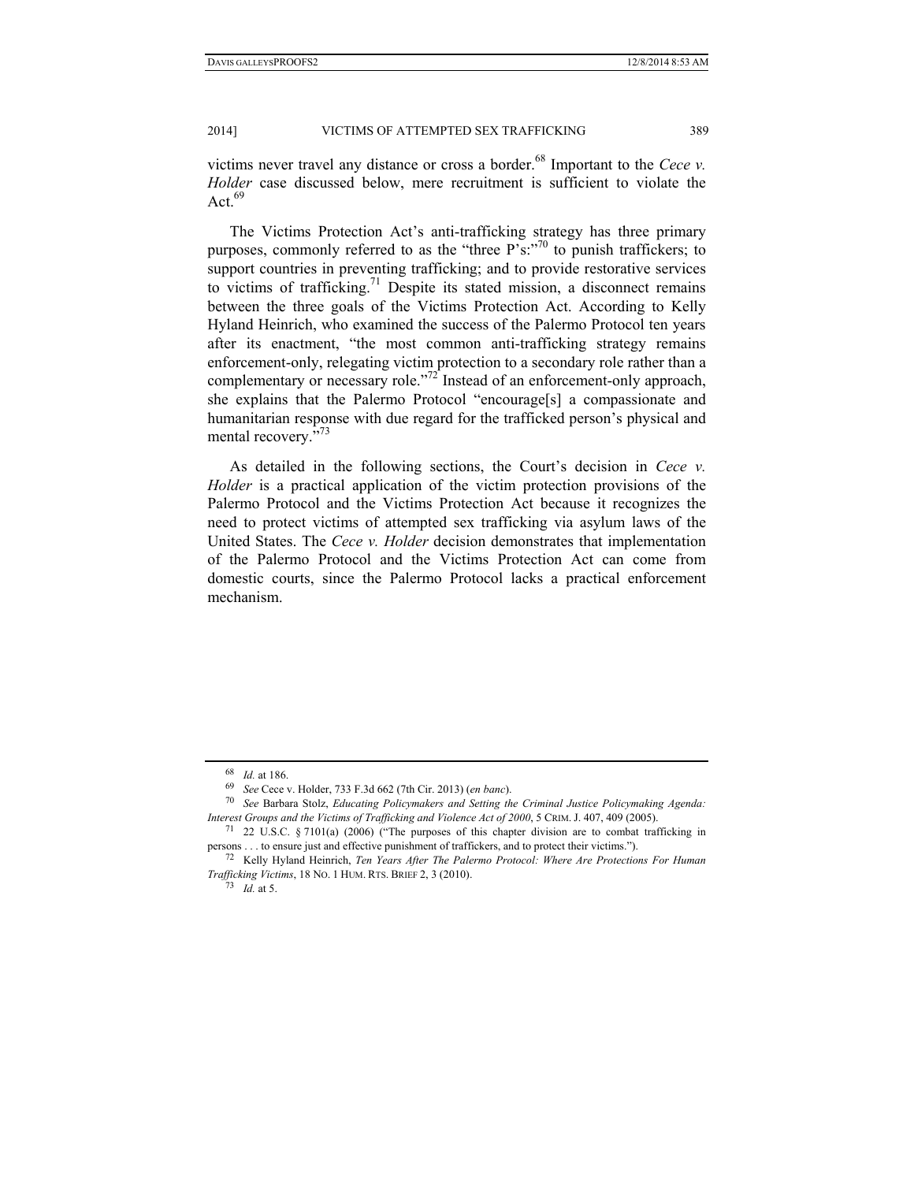victims never travel any distance or cross a border.[68] Important to the *Cece v. Holder* case discussed below, mere recruitment is sufficient to violate the Act.[69]

The Victims Protection Act's anti-trafficking strategy has three primary purposes, commonly referred to as the "three P's:"[70] to punish traffickers; to support countries in preventing trafficking; and to provide restorative services to victims of trafficking.[71] Despite its stated mission, a disconnect remains between the three goals of the Victims Protection Act. According to Kelly Hyland Heinrich, who examined the success of the Palermo Protocol ten years after its enactment, "the most common anti-trafficking strategy remains enforcement-only, relegating victim protection to a secondary role rather than a complementary or necessary role."[72] Instead of an enforcement-only approach, she explains that the Palermo Protocol "encourage[s] a compassionate and humanitarian response with due regard for the trafficked person's physical and mental recovery."[73]

As detailed in the following sections, the Court's decision in *Cece v. Holder* is a practical application of the victim protection provisions of the Palermo Protocol and the Victims Protection Act because it recognizes the need to protect victims of attempted sex trafficking via asylum laws of the United States. The *Cece v. Holder* decision demonstrates that implementation of the Palermo Protocol and the Victims Protection Act can come from domestic courts, since the Palermo Protocol lacks a practical enforcement mechanism.

---

[68] *Id.* at 186.

[69] *See* Cece v. Holder, 733 F.3d 662 (7th Cir. 2013) (*en banc*).

[70] *See* Barbara Stolz, *Educating Policymakers and Setting the Criminal Justice Policymaking Agenda: Interest Groups and the Victims of Trafficking and Violence Act of 2000*, 5 CRIM. J. 407, 409 (2005).

[71] 22 U.S.C. § 7101(a) (2006) ("The purposes of this chapter division are to combat trafficking in persons . . . to ensure just and effective punishment of traffickers, and to protect their victims.").

[72] Kelly Hyland Heinrich, *Ten Years After The Palermo Protocol: Where Are Protections For Human Trafficking Victims*, 18 NO. 1 HUM. RTS. BRIEF 2, 3 (2010).

[73] *Id.* at 5.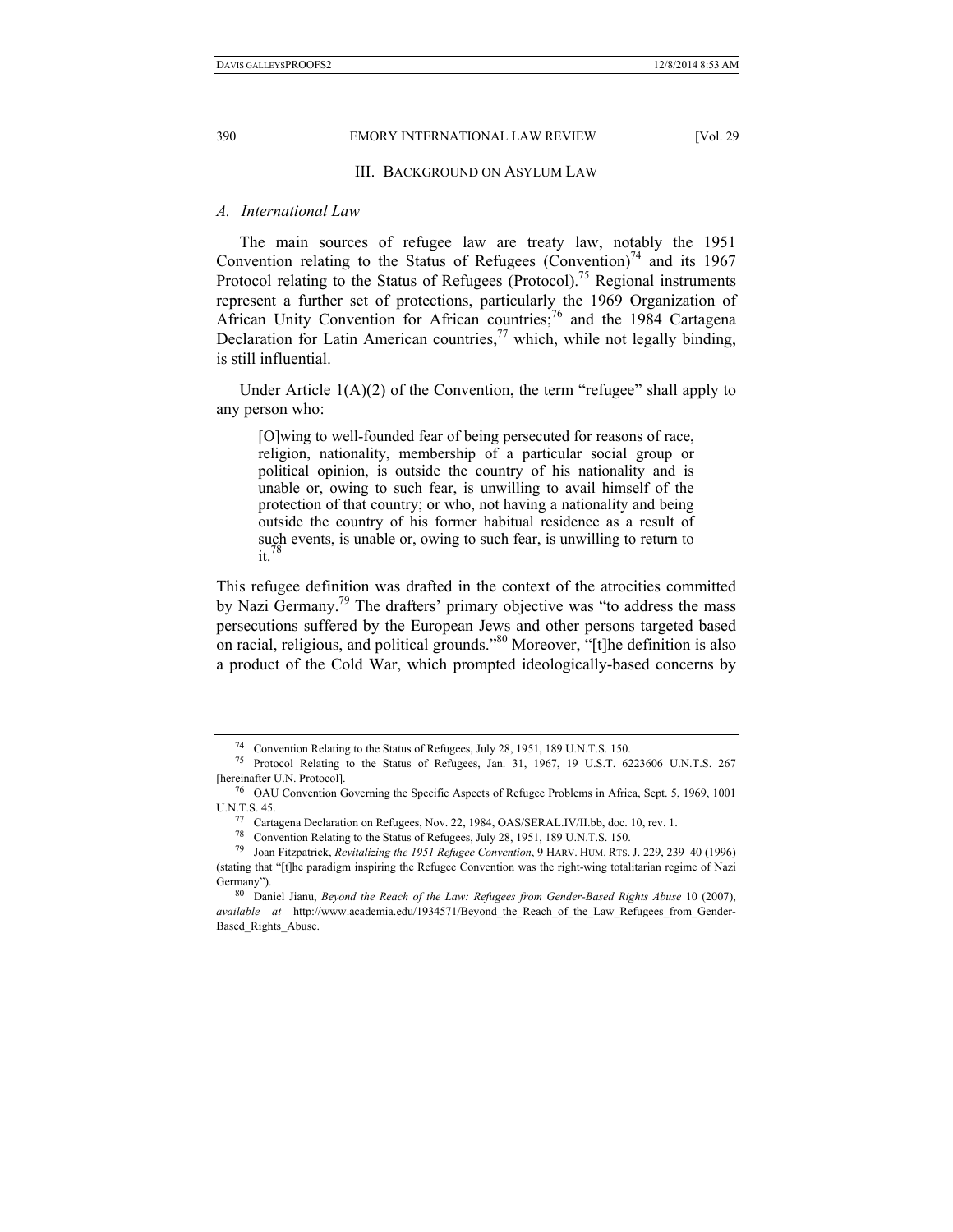## III. Background on Asylum Law

### A. International Law

The main sources of refugee law are treaty law, notably the 1951 Convention relating to the Status of Refugees (Convention)[74] and its 1967 Protocol relating to the Status of Refugees (Protocol).[75] Regional instruments represent a further set of protections, particularly the 1969 Organization of African Unity Convention for African countries;[76] and the 1984 Cartagena Declaration for Latin American countries,[77] which, while not legally binding, is still influential.

Under Article 1(A)(2) of the Convention, the term "refugee" shall apply to any person who:

> [O]wing to well-founded fear of being persecuted for reasons of race, religion, nationality, membership of a particular social group or political opinion, is outside the country of his nationality and is unable or, owing to such fear, is unwilling to avail himself of the protection of that country; or who, not having a nationality and being outside the country of his former habitual residence as a result of such events, is unable or, owing to such fear, is unwilling to return to it.[78]

This refugee definition was drafted in the context of the atrocities committed by Nazi Germany.[79] The drafters' primary objective was "to address the mass persecutions suffered by the European Jews and other persons targeted based on racial, religious, and political grounds."[80] Moreover, "[t]he definition is also a product of the Cold War, which prompted ideologically-based concerns by

---

[74] Convention Relating to the Status of Refugees, July 28, 1951, 189 U.N.T.S. 150.

[75] Protocol Relating to the Status of Refugees, Jan. 31, 1967, 19 U.S.T. 6223606 U.N.T.S. 267 [hereinafter U.N. Protocol].

[76] OAU Convention Governing the Specific Aspects of Refugee Problems in Africa, Sept. 5, 1969, 1001 U.N.T.S. 45.

[77] Cartagena Declaration on Refugees, Nov. 22, 1984, OAS/SERAL.IV/II.bb, doc. 10, rev. 1.

[78] Convention Relating to the Status of Refugees, July 28, 1951, 189 U.N.T.S. 150.

[79] Joan Fitzpatrick, *Revitalizing the 1951 Refugee Convention*, 9 HARV. HUM. RTS. J. 229, 239–40 (1996) (stating that "[t]he paradigm inspiring the Refugee Convention was the right-wing totalitarian regime of Nazi Germany").

[80] Daniel Jianu, *Beyond the Reach of the Law: Refugees from Gender-Based Rights Abuse* 10 (2007), *available at* http://www.academia.edu/1934571/Beyond_the_Reach_of_the_Law_Refugees_from_Gender-Based_Rights_Abuse.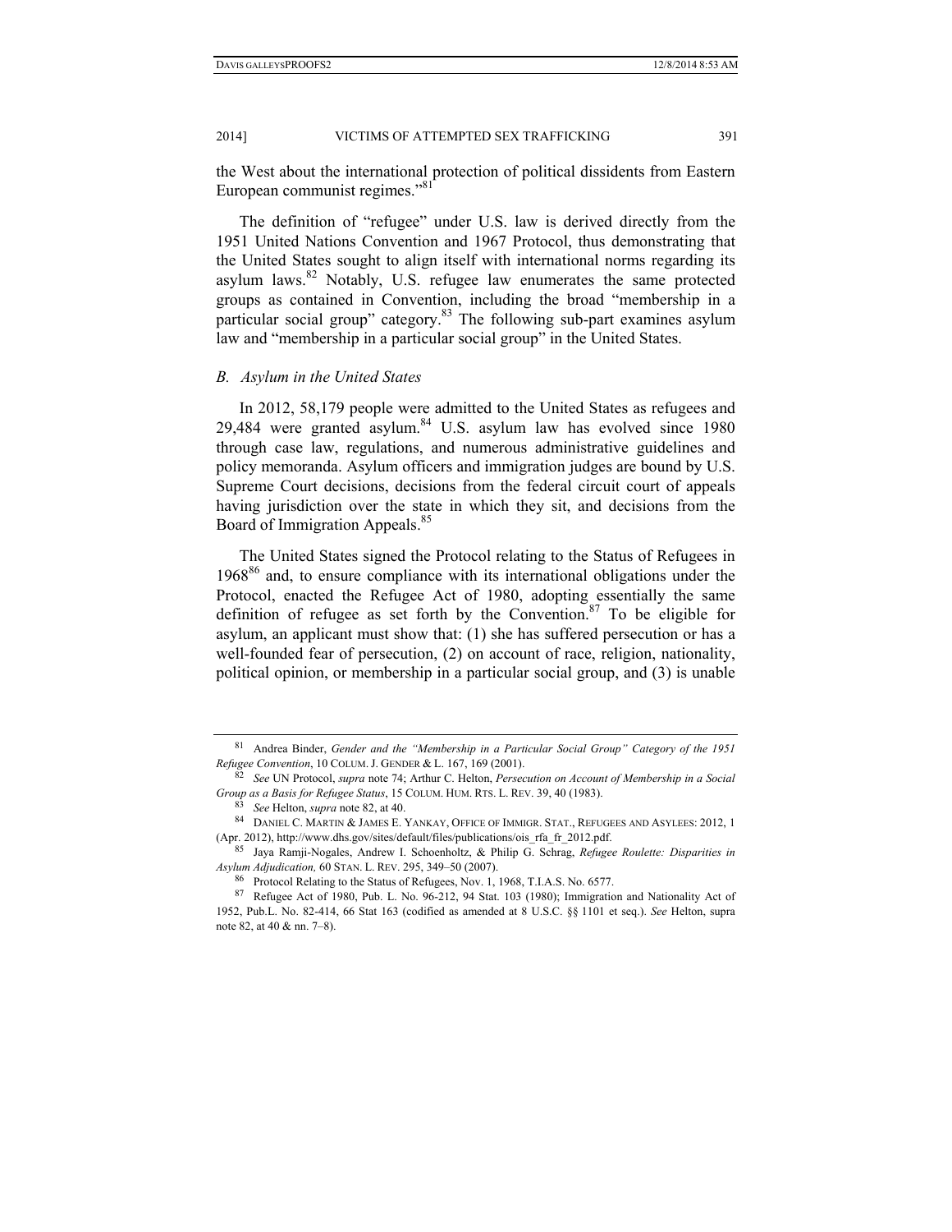the West about the international protection of political dissidents from Eastern European communist regimes."[81]

The definition of "refugee" under U.S. law is derived directly from the 1951 United Nations Convention and 1967 Protocol, thus demonstrating that the United States sought to align itself with international norms regarding its asylum laws.[82] Notably, U.S. refugee law enumerates the same protected groups as contained in Convention, including the broad "membership in a particular social group" category.[83] The following sub-part examines asylum law and "membership in a particular social group" in the United States.

### *B. Asylum in the United States*

In 2012, 58,179 people were admitted to the United States as refugees and 29,484 were granted asylum.[84] U.S. asylum law has evolved since 1980 through case law, regulations, and numerous administrative guidelines and policy memoranda. Asylum officers and immigration judges are bound by U.S. Supreme Court decisions, decisions from the federal circuit court of appeals having jurisdiction over the state in which they sit, and decisions from the Board of Immigration Appeals.[85]

The United States signed the Protocol relating to the Status of Refugees in 1968[86] and, to ensure compliance with its international obligations under the Protocol, enacted the Refugee Act of 1980, adopting essentially the same definition of refugee as set forth by the Convention.[87] To be eligible for asylum, an applicant must show that: (1) she has suffered persecution or has a well-founded fear of persecution, (2) on account of race, religion, nationality, political opinion, or membership in a particular social group, and (3) is unable

---

[81] Andrea Binder, *Gender and the "Membership in a Particular Social Group" Category of the 1951 Refugee Convention*, 10 COLUM. J. GENDER & L. 167, 169 (2001).

[82] *See* UN Protocol, *supra* note 74; Arthur C. Helton, *Persecution on Account of Membership in a Social Group as a Basis for Refugee Status*, 15 COLUM. HUM. RTS. L. REV. 39, 40 (1983).

[83] *See* Helton, *supra* note 82, at 40.

[84] DANIEL C. MARTIN & JAMES E. YANKAY, OFFICE OF IMMIGR. STAT., REFUGEES AND ASYLEES: 2012, 1 (Apr. 2012), http://www.dhs.gov/sites/default/files/publications/ois_rfa_fr_2012.pdf.

[85] Jaya Ramji-Nogales, Andrew I. Schoenholtz, & Philip G. Schrag, *Refugee Roulette: Disparities in Asylum Adjudication,* 60 STAN. L. REV. 295, 349–50 (2007).

[86] Protocol Relating to the Status of Refugees, Nov. 1, 1968, T.I.A.S. No. 6577.

[87] Refugee Act of 1980, Pub. L. No. 96-212, 94 Stat. 103 (1980); Immigration and Nationality Act of 1952, Pub.L. No. 82-414, 66 Stat 163 (codified as amended at 8 U.S.C. §§ 1101 et seq.). *See* Helton, supra note 82, at 40 & nn. 7–8).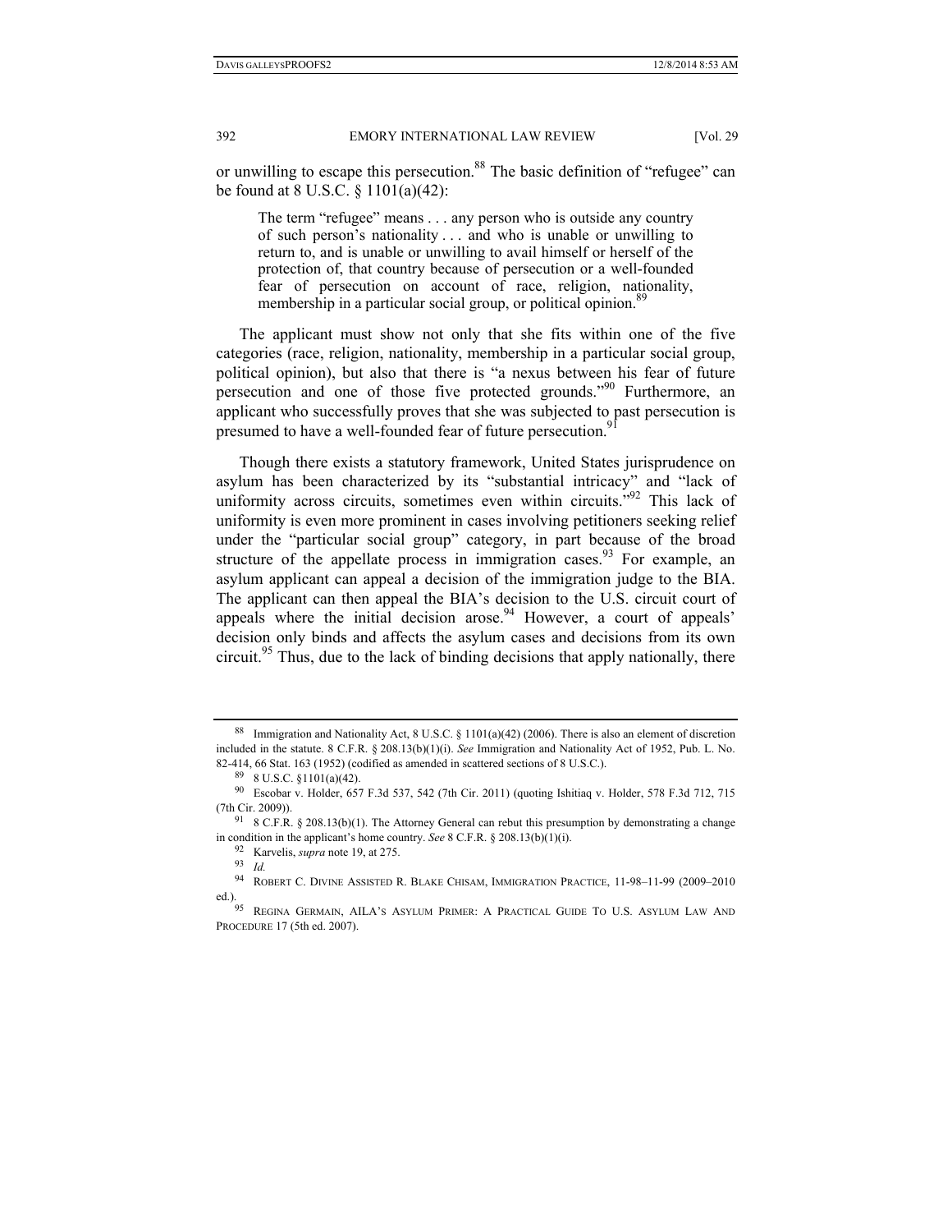or unwilling to escape this persecution.[88] The basic definition of "refugee" can be found at 8 U.S.C. § 1101(a)(42):

> The term "refugee" means . . . any person who is outside any country of such person's nationality . . . and who is unable or unwilling to return to, and is unable or unwilling to avail himself or herself of the protection of, that country because of persecution or a well-founded fear of persecution on account of race, religion, nationality, membership in a particular social group, or political opinion.[89]

The applicant must show not only that she fits within one of the five categories (race, religion, nationality, membership in a particular social group, political opinion), but also that there is "a nexus between his fear of future persecution and one of those five protected grounds."[90] Furthermore, an applicant who successfully proves that she was subjected to past persecution is presumed to have a well-founded fear of future persecution.[91]

Though there exists a statutory framework, United States jurisprudence on asylum has been characterized by its "substantial intricacy" and "lack of uniformity across circuits, sometimes even within circuits."[92] This lack of uniformity is even more prominent in cases involving petitioners seeking relief under the "particular social group" category, in part because of the broad structure of the appellate process in immigration cases.[93] For example, an asylum applicant can appeal a decision of the immigration judge to the BIA. The applicant can then appeal the BIA's decision to the U.S. circuit court of appeals where the initial decision arose.[94] However, a court of appeals' decision only binds and affects the asylum cases and decisions from its own circuit.[95] Thus, due to the lack of binding decisions that apply nationally, there

---

[88] Immigration and Nationality Act, 8 U.S.C. § 1101(a)(42) (2006). There is also an element of discretion included in the statute. 8 C.F.R. § 208.13(b)(1)(i). *See* Immigration and Nationality Act of 1952, Pub. L. No. 82-414, 66 Stat. 163 (1952) (codified as amended in scattered sections of 8 U.S.C.).

[89] 8 U.S.C. §1101(a)(42).

[90] Escobar v. Holder, 657 F.3d 537, 542 (7th Cir. 2011) (quoting Ishitiaq v. Holder, 578 F.3d 712, 715 (7th Cir. 2009)).

[91] 8 C.F.R. § 208.13(b)(1). The Attorney General can rebut this presumption by demonstrating a change in condition in the applicant's home country. *See* 8 C.F.R. § 208.13(b)(1)(i).

[92] Karvelis, *supra* note 19, at 275.

[93] *Id.*

[94] ROBERT C. DIVINE ASSISTED R. BLAKE CHISAM, IMMIGRATION PRACTICE, 11-98–11-99 (2009–2010 ed.).

[95] REGINA GERMAIN, AILA'S ASYLUM PRIMER: A PRACTICAL GUIDE TO U.S. ASYLUM LAW AND PROCEDURE 17 (5th ed. 2007).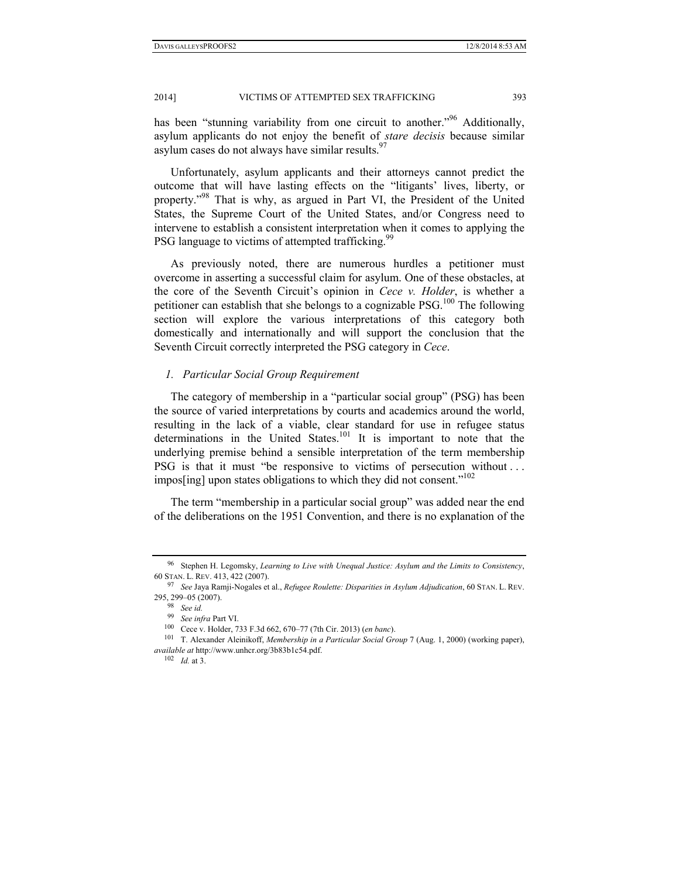has been "stunning variability from one circuit to another."[96] Additionally, asylum applicants do not enjoy the benefit of *stare decisis* because similar asylum cases do not always have similar results.[97]

Unfortunately, asylum applicants and their attorneys cannot predict the outcome that will have lasting effects on the "litigants' lives, liberty, or property."[98] That is why, as argued in Part VI, the President of the United States, the Supreme Court of the United States, and/or Congress need to intervene to establish a consistent interpretation when it comes to applying the PSG language to victims of attempted trafficking.[99]

As previously noted, there are numerous hurdles a petitioner must overcome in asserting a successful claim for asylum. One of these obstacles, at the core of the Seventh Circuit's opinion in *Cece v. Holder*, is whether a petitioner can establish that she belongs to a cognizable PSG.[100] The following section will explore the various interpretations of this category both domestically and internationally and will support the conclusion that the Seventh Circuit correctly interpreted the PSG category in *Cece*.

### *1. Particular Social Group Requirement*

The category of membership in a "particular social group" (PSG) has been the source of varied interpretations by courts and academics around the world, resulting in the lack of a viable, clear standard for use in refugee status determinations in the United States.[101] It is important to note that the underlying premise behind a sensible interpretation of the term membership PSG is that it must "be responsive to victims of persecution without . . . impos[ing] upon states obligations to which they did not consent."[102]

The term "membership in a particular social group" was added near the end of the deliberations on the 1951 Convention, and there is no explanation of the

---

[96] Stephen H. Legomsky, *Learning to Live with Unequal Justice: Asylum and the Limits to Consistency*, 60 STAN. L. REV. 413, 422 (2007).

[97] *See* Jaya Ramji-Nogales et al., *Refugee Roulette: Disparities in Asylum Adjudication*, 60 STAN. L. REV. 295, 299–05 (2007).

[98] *See id.*

[99] *See infra* Part VI.

[100] Cece v. Holder, 733 F.3d 662, 670–77 (7th Cir. 2013) (*en banc*).

[101] T. Alexander Aleinikoff, *Membership in a Particular Social Group* 7 (Aug. 1, 2000) (working paper), *available at* http://www.unhcr.org/3b83b1c54.pdf.

[102] *Id.* at 3.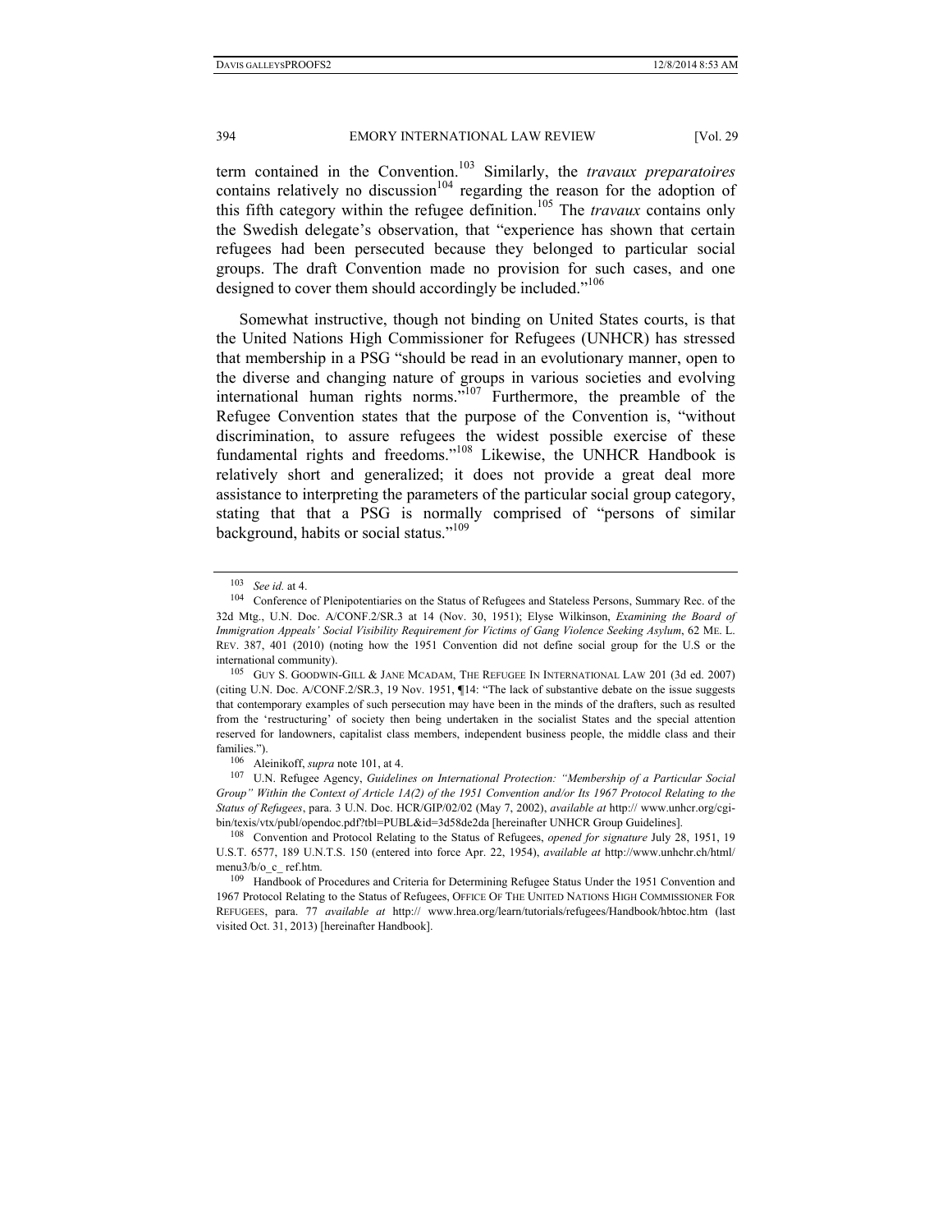term contained in the Convention.[103] Similarly, the *travaux preparatoires* contains relatively no discussion[104] regarding the reason for the adoption of this fifth category within the refugee definition.[105] The *travaux* contains only the Swedish delegate's observation, that "experience has shown that certain refugees had been persecuted because they belonged to particular social groups. The draft Convention made no provision for such cases, and one designed to cover them should accordingly be included."[106]

Somewhat instructive, though not binding on United States courts, is that the United Nations High Commissioner for Refugees (UNHCR) has stressed that membership in a PSG "should be read in an evolutionary manner, open to the diverse and changing nature of groups in various societies and evolving international human rights norms."[107] Furthermore, the preamble of the Refugee Convention states that the purpose of the Convention is, "without discrimination, to assure refugees the widest possible exercise of these fundamental rights and freedoms."[108] Likewise, the UNHCR Handbook is relatively short and generalized; it does not provide a great deal more assistance to interpreting the parameters of the particular social group category, stating that that a PSG is normally comprised of "persons of similar background, habits or social status."[109]

---

[103] *See id.* at 4.

[104] Conference of Plenipotentiaries on the Status of Refugees and Stateless Persons, Summary Rec. of the 32d Mtg., U.N. Doc. A/CONF.2/SR.3 at 14 (Nov. 30, 1951); Elyse Wilkinson, *Examining the Board of Immigration Appeals' Social Visibility Requirement for Victims of Gang Violence Seeking Asylum*, 62 ME. L. REV. 387, 401 (2010) (noting how the 1951 Convention did not define social group for the U.S or the international community).

[105] GUY S. GOODWIN-GILL & JANE MCADAM, THE REFUGEE IN INTERNATIONAL LAW 201 (3d ed. 2007) (citing U.N. Doc. A/CONF.2/SR.3, 19 Nov. 1951, ¶14: "The lack of substantive debate on the issue suggests that contemporary examples of such persecution may have been in the minds of the drafters, such as resulted from the 'restructuring' of society then being undertaken in the socialist States and the special attention reserved for landowners, capitalist class members, independent business people, the middle class and their families.").

[106] Aleinikoff, *supra* note 101, at 4.

[107] U.N. Refugee Agency, *Guidelines on International Protection: "Membership of a Particular Social Group" Within the Context of Article 1A(2) of the 1951 Convention and/or Its 1967 Protocol Relating to the Status of Refugees*, para. 3 U.N. Doc. HCR/GIP/02/02 (May 7, 2002), *available at* http:// www.unhcr.org/cgi-bin/texis/vtx/publ/opendoc.pdf?tbl=PUBL&id=3d58de2da [hereinafter UNHCR Group Guidelines].

[108] Convention and Protocol Relating to the Status of Refugees, *opened for signature* July 28, 1951, 19 U.S.T. 6577, 189 U.N.T.S. 150 (entered into force Apr. 22, 1954), *available at* http://www.unhchr.ch/html/menu3/b/o_c_ ref.htm.

[109] Handbook of Procedures and Criteria for Determining Refugee Status Under the 1951 Convention and 1967 Protocol Relating to the Status of Refugees, OFFICE OF THE UNITED NATIONS HIGH COMMISSIONER FOR REFUGEES, para. 77 *available at* http:// www.hrea.org/learn/tutorials/refugees/Handbook/hbtoc.htm (last visited Oct. 31, 2013) [hereinafter Handbook].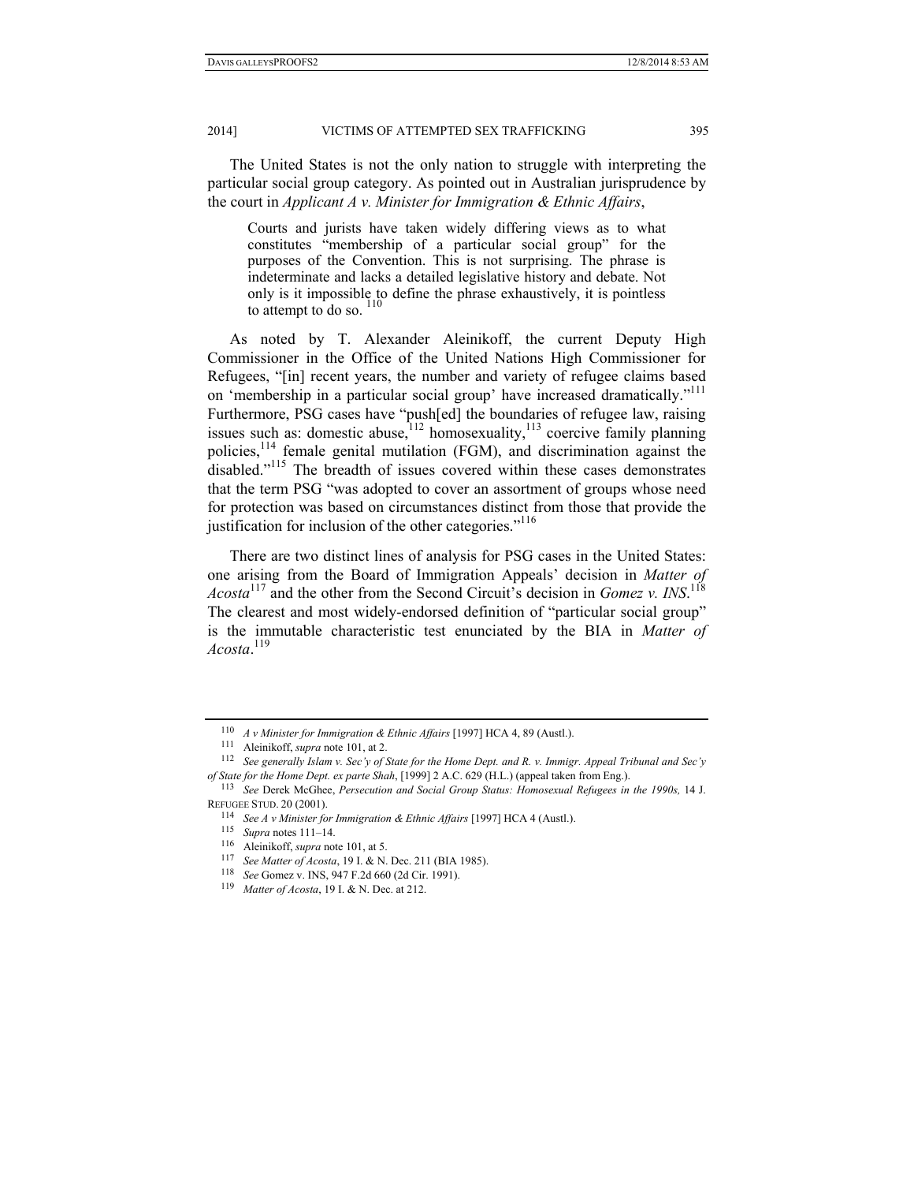The United States is not the only nation to struggle with interpreting the particular social group category. As pointed out in Australian jurisprudence by the court in *Applicant A v. Minister for Immigration & Ethnic Affairs*,

> Courts and jurists have taken widely differing views as to what constitutes "membership of a particular social group" for the purposes of the Convention. This is not surprising. The phrase is indeterminate and lacks a detailed legislative history and debate. Not only is it impossible to define the phrase exhaustively, it is pointless to attempt to do so. [110]

As noted by T. Alexander Aleinikoff, the current Deputy High Commissioner in the Office of the United Nations High Commissioner for Refugees, "[in] recent years, the number and variety of refugee claims based on 'membership in a particular social group' have increased dramatically."[111] Furthermore, PSG cases have "push[ed] the boundaries of refugee law, raising issues such as: domestic abuse,[112] homosexuality,[113] coercive family planning policies,[114] female genital mutilation (FGM), and discrimination against the disabled."[115] The breadth of issues covered within these cases demonstrates that the term PSG "was adopted to cover an assortment of groups whose need for protection was based on circumstances distinct from those that provide the justification for inclusion of the other categories."[116]

There are two distinct lines of analysis for PSG cases in the United States: one arising from the Board of Immigration Appeals' decision in *Matter of Acosta*[117] and the other from the Second Circuit's decision in *Gomez v. INS*.[118] The clearest and most widely-endorsed definition of "particular social group" is the immutable characteristic test enunciated by the BIA in *Matter of Acosta*.[119]

---

[110] *A v Minister for Immigration & Ethnic Affairs* [1997] HCA 4, 89 (Austl.).

[111] Aleinikoff, *supra* note 101, at 2.

[112] *See generally Islam v. Sec'y of State for the Home Dept. and R. v. Immigr. Appeal Tribunal and Sec'y of State for the Home Dept. ex parte Shah*, [1999] 2 A.C. 629 (H.L.) (appeal taken from Eng.).

[113] *See* Derek McGhee, *Persecution and Social Group Status: Homosexual Refugees in the 1990s,* 14 J. REFUGEE STUD. 20 (2001).

[114] *See A v Minister for Immigration & Ethnic Affairs* [1997] HCA 4 (Austl.).

[115] *Supra* notes 111–14.

[116] Aleinikoff, *supra* note 101, at 5.

[117] *See Matter of Acosta*, 19 I. & N. Dec. 211 (BIA 1985).

[118] *See* Gomez v. INS, 947 F.2d 660 (2d Cir. 1991).

[119] *Matter of Acosta*, 19 I. & N. Dec. at 212.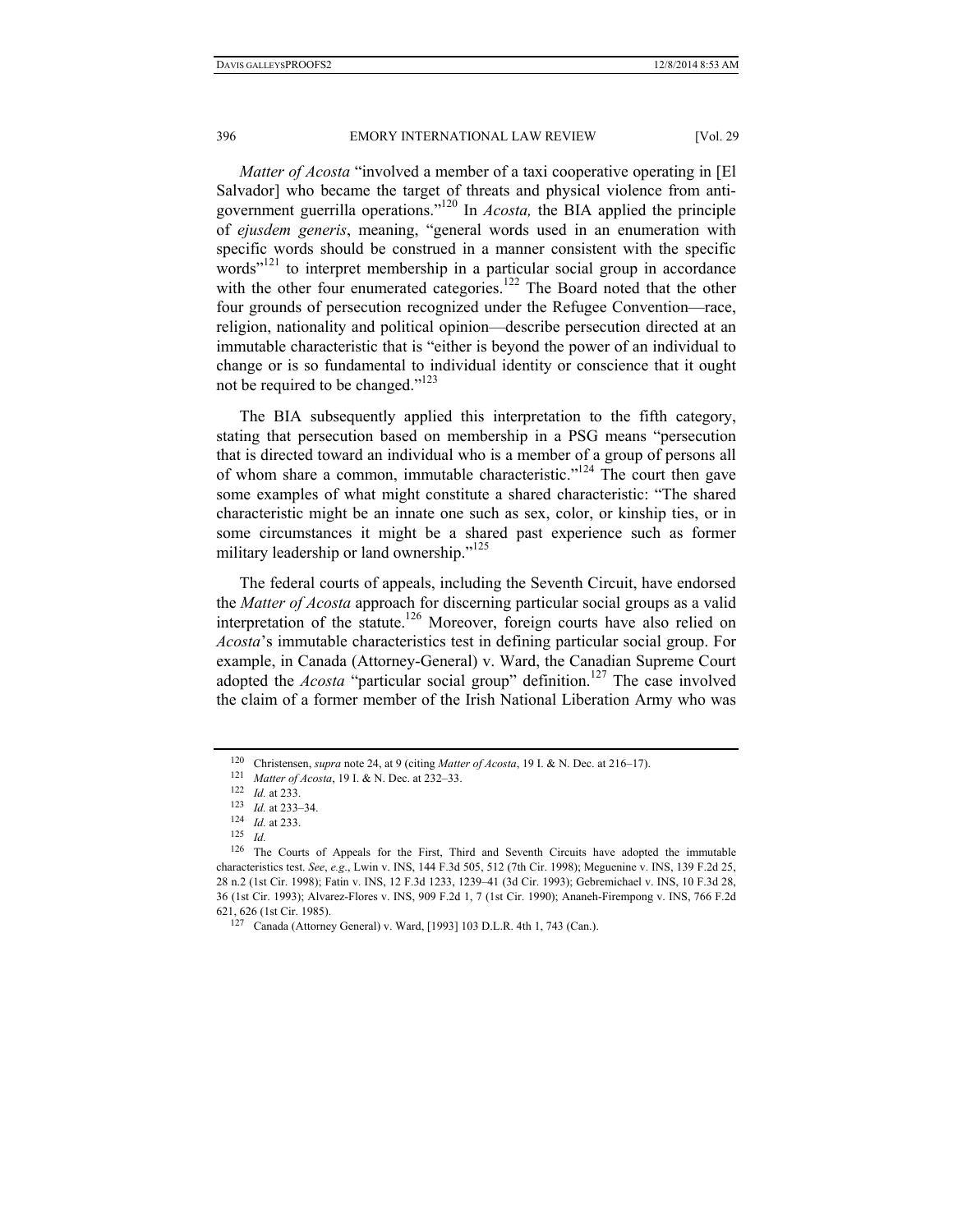*Matter of Acosta* "involved a member of a taxi cooperative operating in [El Salvador] who became the target of threats and physical violence from anti-government guerrilla operations."[120] In *Acosta,* the BIA applied the principle of *ejusdem generis*, meaning, "general words used in an enumeration with specific words should be construed in a manner consistent with the specific words"[121] to interpret membership in a particular social group in accordance with the other four enumerated categories.[122] The Board noted that the other four grounds of persecution recognized under the Refugee Convention—race, religion, nationality and political opinion—describe persecution directed at an immutable characteristic that is "either is beyond the power of an individual to change or is so fundamental to individual identity or conscience that it ought not be required to be changed."[123]

The BIA subsequently applied this interpretation to the fifth category, stating that persecution based on membership in a PSG means "persecution that is directed toward an individual who is a member of a group of persons all of whom share a common, immutable characteristic."[124] The court then gave some examples of what might constitute a shared characteristic: "The shared characteristic might be an innate one such as sex, color, or kinship ties, or in some circumstances it might be a shared past experience such as former military leadership or land ownership."[125]

The federal courts of appeals, including the Seventh Circuit, have endorsed the *Matter of Acosta* approach for discerning particular social groups as a valid interpretation of the statute.[126] Moreover, foreign courts have also relied on *Acosta*'s immutable characteristics test in defining particular social group. For example, in Canada (Attorney-General) v. Ward, the Canadian Supreme Court adopted the *Acosta* "particular social group" definition.[127] The case involved the claim of a former member of the Irish National Liberation Army who was

---

[120] Christensen, *supra* note 24, at 9 (citing *Matter of Acosta*, 19 I. & N. Dec. at 216–17).

[121] *Matter of Acosta*, 19 I. & N. Dec. at 232–33.

[122] *Id.* at 233.

[123] *Id.* at 233–34.

[124] *Id.* at 233.

[125] *Id.*

[126] The Courts of Appeals for the First, Third and Seventh Circuits have adopted the immutable characteristics test. *See*, *e.g*., Lwin v. INS, 144 F.3d 505, 512 (7th Cir. 1998); Meguenine v. INS, 139 F.2d 25, 28 n.2 (1st Cir. 1998); Fatin v. INS, 12 F.3d 1233, 1239–41 (3d Cir. 1993); Gebremichael v. INS, 10 F.3d 28, 36 (1st Cir. 1993); Alvarez-Flores v. INS, 909 F.2d 1, 7 (1st Cir. 1990); Ananeh-Firempong v. INS, 766 F.2d 621, 626 (1st Cir. 1985).

[127] Canada (Attorney General) v. Ward, [1993] 103 D.L.R. 4th 1, 743 (Can.).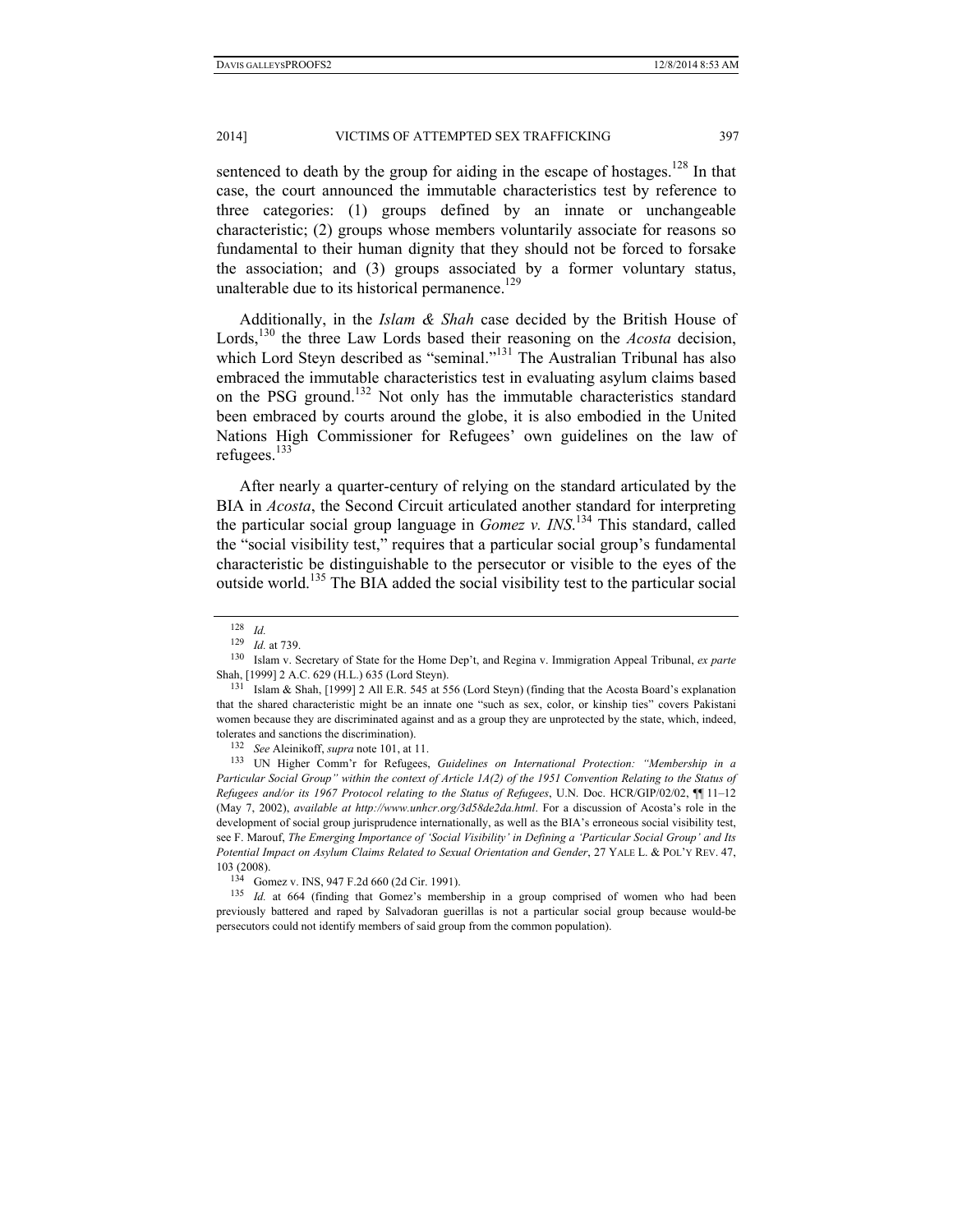sentenced to death by the group for aiding in the escape of hostages.[128] In that case, the court announced the immutable characteristics test by reference to three categories: (1) groups defined by an innate or unchangeable characteristic; (2) groups whose members voluntarily associate for reasons so fundamental to their human dignity that they should not be forced to forsake the association; and (3) groups associated by a former voluntary status, unalterable due to its historical permanence.[129]

Additionally, in the *Islam & Shah* case decided by the British House of Lords,[130] the three Law Lords based their reasoning on the *Acosta* decision, which Lord Steyn described as "seminal."[131] The Australian Tribunal has also embraced the immutable characteristics test in evaluating asylum claims based on the PSG ground.[132] Not only has the immutable characteristics standard been embraced by courts around the globe, it is also embodied in the United Nations High Commissioner for Refugees' own guidelines on the law of refugees.[133]

After nearly a quarter-century of relying on the standard articulated by the BIA in *Acosta*, the Second Circuit articulated another standard for interpreting the particular social group language in *Gomez v. INS*.[134] This standard, called the "social visibility test," requires that a particular social group's fundamental characteristic be distinguishable to the persecutor or visible to the eyes of the outside world.[135] The BIA added the social visibility test to the particular social

---

[128] *Id.*

[129] *Id.* at 739.

[130] Islam v. Secretary of State for the Home Dep't, and Regina v. Immigration Appeal Tribunal, *ex parte* Shah, [1999] 2 A.C. 629 (H.L.) 635 (Lord Steyn).

[131] Islam & Shah, [1999] 2 All E.R. 545 at 556 (Lord Steyn) (finding that the Acosta Board's explanation that the shared characteristic might be an innate one "such as sex, color, or kinship ties" covers Pakistani women because they are discriminated against and as a group they are unprotected by the state, which, indeed, tolerates and sanctions the discrimination).

[132] *See* Aleinikoff, *supra* note 101, at 11.

[133] UN Higher Comm'r for Refugees, *Guidelines on International Protection: "Membership in a Particular Social Group" within the context of Article 1A(2) of the 1951 Convention Relating to the Status of Refugees and/or its 1967 Protocol relating to the Status of Refugees*, U.N. Doc. HCR/GIP/02/02, ¶¶ 11–12 (May 7, 2002), *available at http://www.unhcr.org/3d58de2da.html*. For a discussion of Acosta's role in the development of social group jurisprudence internationally, as well as the BIA's erroneous social visibility test, see F. Marouf, *The Emerging Importance of 'Social Visibility' in Defining a 'Particular Social Group' and Its Potential Impact on Asylum Claims Related to Sexual Orientation and Gender*, 27 YALE L. & POL'Y REV. 47, 103 (2008).

[134] Gomez v. INS, 947 F.2d 660 (2d Cir. 1991).

[135] *Id.* at 664 (finding that Gomez's membership in a group comprised of women who had been previously battered and raped by Salvadoran guerillas is not a particular social group because would-be persecutors could not identify members of said group from the common population).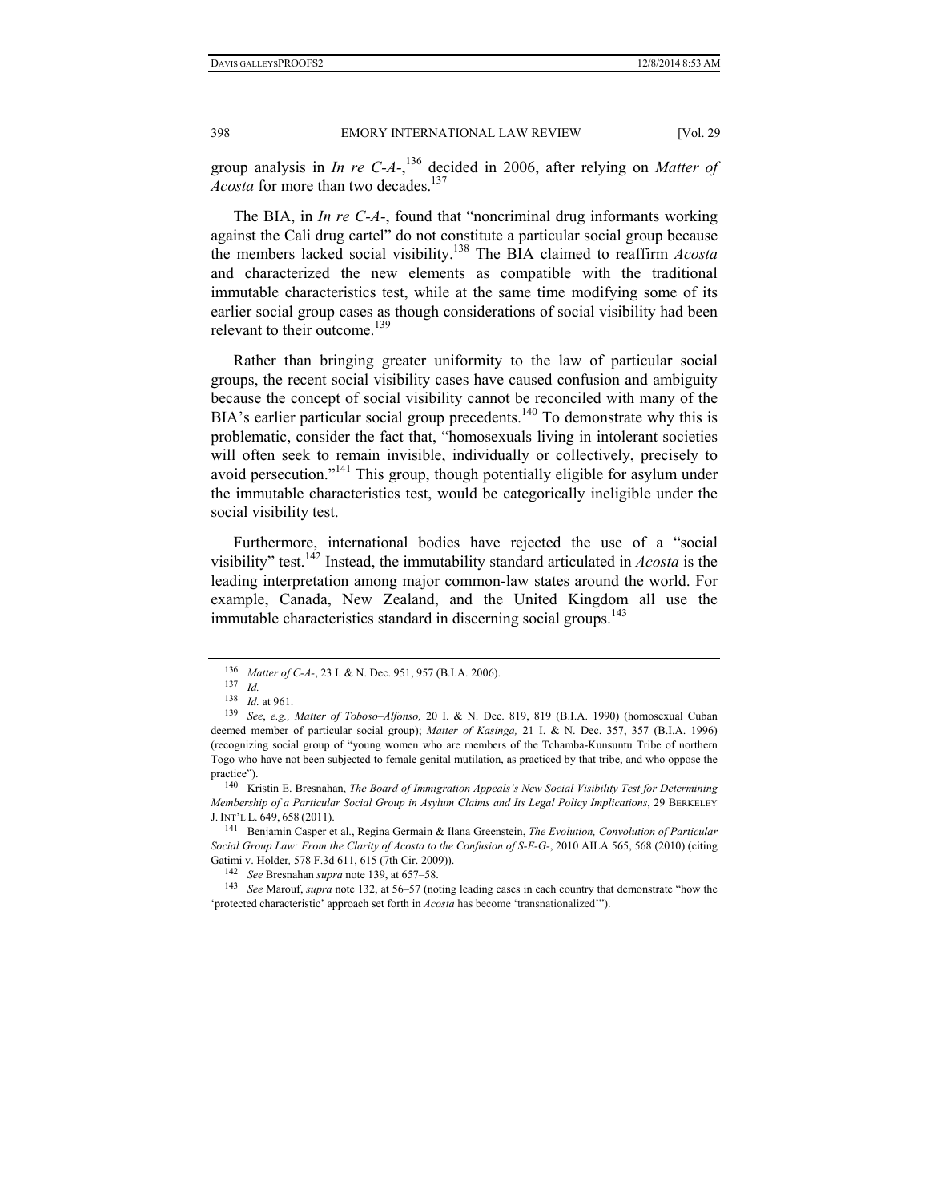group analysis in *In re C-A-*,[136] decided in 2006, after relying on *Matter of Acosta* for more than two decades.[137]

The BIA, in *In re C-A-*, found that "noncriminal drug informants working against the Cali drug cartel" do not constitute a particular social group because the members lacked social visibility.[138] The BIA claimed to reaffirm *Acosta* and characterized the new elements as compatible with the traditional immutable characteristics test, while at the same time modifying some of its earlier social group cases as though considerations of social visibility had been relevant to their outcome.[139]

Rather than bringing greater uniformity to the law of particular social groups, the recent social visibility cases have caused confusion and ambiguity because the concept of social visibility cannot be reconciled with many of the BIA's earlier particular social group precedents.[140] To demonstrate why this is problematic, consider the fact that, "homosexuals living in intolerant societies will often seek to remain invisible, individually or collectively, precisely to avoid persecution."[141] This group, though potentially eligible for asylum under the immutable characteristics test, would be categorically ineligible under the social visibility test.

Furthermore, international bodies have rejected the use of a "social visibility" test.[142] Instead, the immutability standard articulated in *Acosta* is the leading interpretation among major common-law states around the world. For example, Canada, New Zealand, and the United Kingdom all use the immutable characteristics standard in discerning social groups.[143]

---

[136] *Matter of C-A-*, 23 I. & N. Dec. 951, 957 (B.I.A. 2006).

[137] *Id.*

[138] *Id.* at 961.

[139] *See*, *e.g., Matter of Toboso–Alfonso,* 20 I. & N. Dec. 819, 819 (B.I.A. 1990) (homosexual Cuban deemed member of particular social group); *Matter of Kasinga,* 21 I. & N. Dec. 357, 357 (B.I.A. 1996) (recognizing social group of "young women who are members of the Tchamba-Kunsuntu Tribe of northern Togo who have not been subjected to female genital mutilation, as practiced by that tribe, and who oppose the practice").

[140] Kristin E. Bresnahan, *The Board of Immigration Appeals's New Social Visibility Test for Determining Membership of a Particular Social Group in Asylum Claims and Its Legal Policy Implications*, 29 BERKELEY J. INT'L L. 649, 658 (2011).

[141] Benjamin Casper et al., Regina Germain & Ilana Greenstein, *The ~~Evolution~~, Convolution of Particular Social Group Law: From the Clarity of Acosta to the Confusion of S-E-G-*, 2010 AILA 565, 568 (2010) (citing Gatimi v. Holder*,* 578 F.3d 611, 615 (7th Cir. 2009)).

[142] *See* Bresnahan *supra* note 139, at 657–58.

[143] *See* Marouf, *supra* note 132, at 56–57 (noting leading cases in each country that demonstrate "how the 'protected characteristic' approach set forth in *Acosta* has become 'transnationalized'").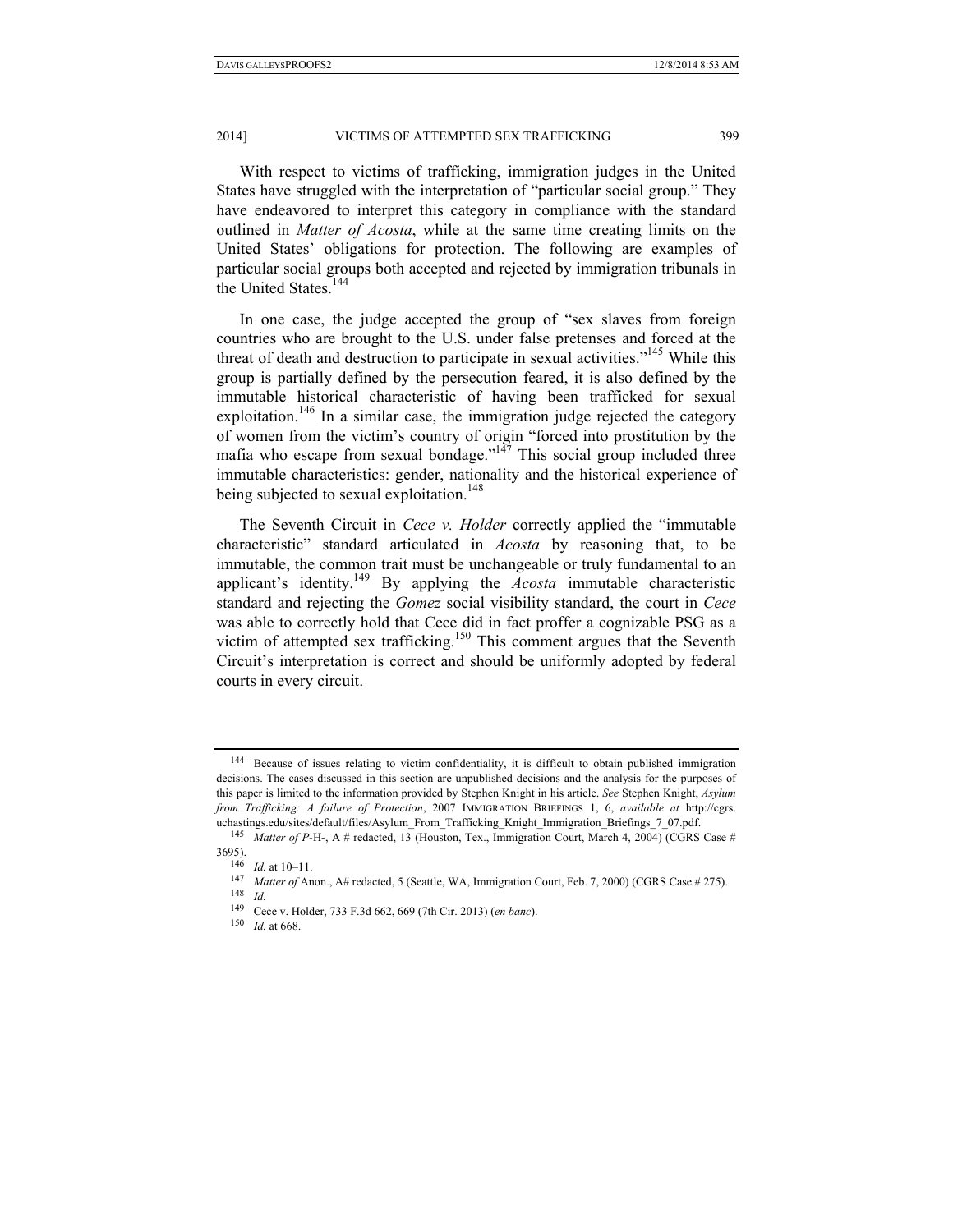With respect to victims of trafficking, immigration judges in the United States have struggled with the interpretation of "particular social group." They have endeavored to interpret this category in compliance with the standard outlined in *Matter of Acosta*, while at the same time creating limits on the United States' obligations for protection. The following are examples of particular social groups both accepted and rejected by immigration tribunals in the United States.[144]

In one case, the judge accepted the group of "sex slaves from foreign countries who are brought to the U.S. under false pretenses and forced at the threat of death and destruction to participate in sexual activities."[145] While this group is partially defined by the persecution feared, it is also defined by the immutable historical characteristic of having been trafficked for sexual exploitation.[146] In a similar case, the immigration judge rejected the category of women from the victim's country of origin "forced into prostitution by the mafia who escape from sexual bondage."[147] This social group included three immutable characteristics: gender, nationality and the historical experience of being subjected to sexual exploitation.[148]

The Seventh Circuit in *Cece v. Holder* correctly applied the "immutable characteristic" standard articulated in *Acosta* by reasoning that, to be immutable, the common trait must be unchangeable or truly fundamental to an applicant's identity.[149] By applying the *Acosta* immutable characteristic standard and rejecting the *Gomez* social visibility standard, the court in *Cece* was able to correctly hold that Cece did in fact proffer a cognizable PSG as a victim of attempted sex trafficking.[150] This comment argues that the Seventh Circuit's interpretation is correct and should be uniformly adopted by federal courts in every circuit.

---

[144] Because of issues relating to victim confidentiality, it is difficult to obtain published immigration decisions. The cases discussed in this section are unpublished decisions and the analysis for the purposes of this paper is limited to the information provided by Stephen Knight in his article. *See* Stephen Knight, *Asylum from Trafficking: A failure of Protection*, 2007 IMMIGRATION BRIEFINGS 1, 6, *available at* http://cgrs.uchastings.edu/sites/default/files/Asylum_From_Trafficking_Knight_Immigration_Briefings_7_07.pdf.

[145] *Matter of P*-H-, A # redacted, 13 (Houston, Tex., Immigration Court, March 4, 2004) (CGRS Case # 3695).

[146] *Id.* at 10–11.

[147] *Matter of* Anon., A# redacted, 5 (Seattle, WA, Immigration Court, Feb. 7, 2000) (CGRS Case # 275).

[148] *Id.*

[149] Cece v. Holder, 733 F.3d 662, 669 (7th Cir. 2013) (*en banc*).

[150] *Id.* at 668.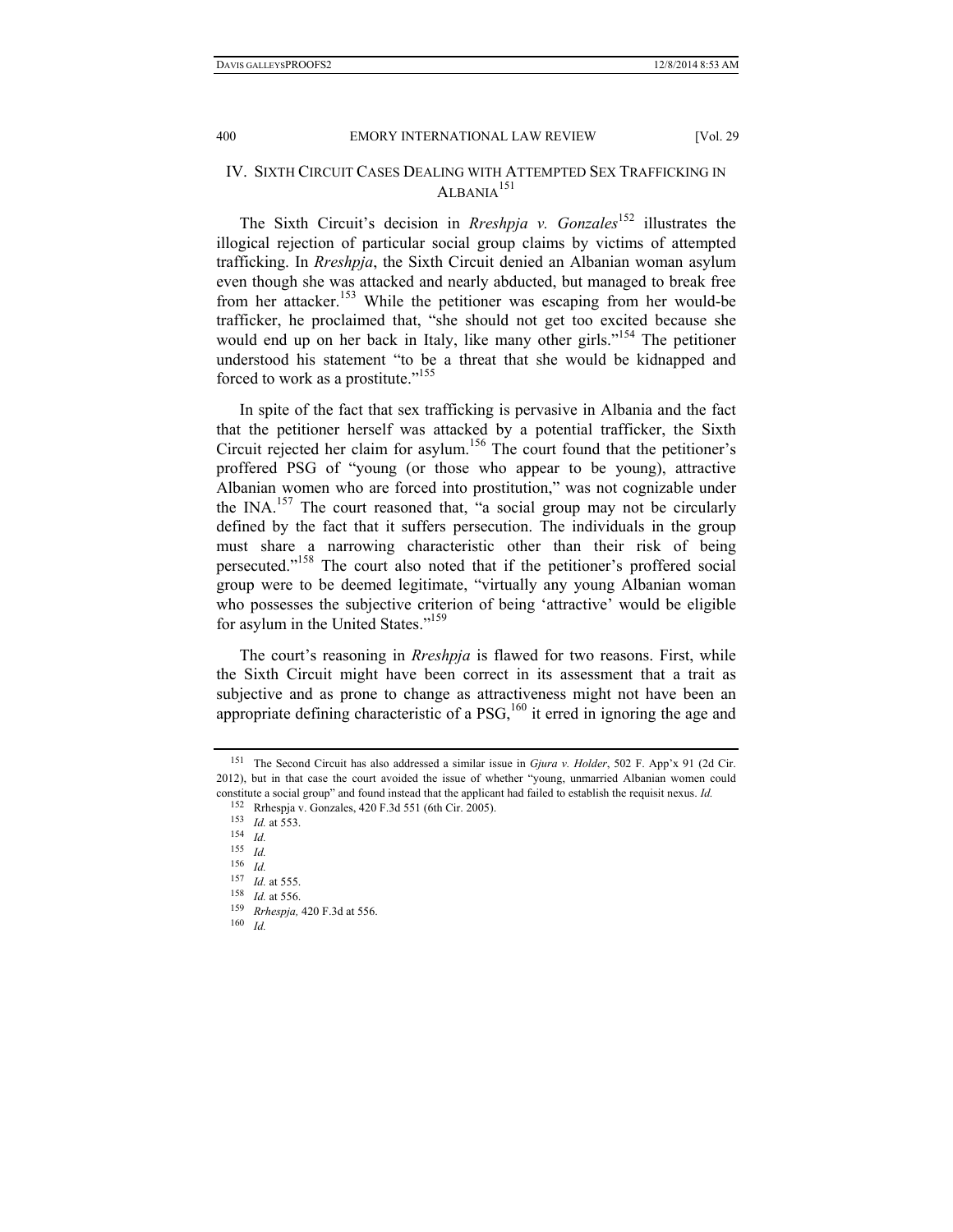## IV. Sixth Circuit Cases Dealing with Attempted Sex Trafficking in Albania[151]

The Sixth Circuit's decision in *Rreshpja v. Gonzales*[152] illustrates the illogical rejection of particular social group claims by victims of attempted trafficking. In *Rreshpja*, the Sixth Circuit denied an Albanian woman asylum even though she was attacked and nearly abducted, but managed to break free from her attacker.[153] While the petitioner was escaping from her would-be trafficker, he proclaimed that, "she should not get too excited because she would end up on her back in Italy, like many other girls."[154] The petitioner understood his statement "to be a threat that she would be kidnapped and forced to work as a prostitute."[155]

In spite of the fact that sex trafficking is pervasive in Albania and the fact that the petitioner herself was attacked by a potential trafficker, the Sixth Circuit rejected her claim for asylum.[156] The court found that the petitioner's proffered PSG of "young (or those who appear to be young), attractive Albanian women who are forced into prostitution," was not cognizable under the INA.[157] The court reasoned that, "a social group may not be circularly defined by the fact that it suffers persecution. The individuals in the group must share a narrowing characteristic other than their risk of being persecuted."[158] The court also noted that if the petitioner's proffered social group were to be deemed legitimate, "virtually any young Albanian woman who possesses the subjective criterion of being 'attractive' would be eligible for asylum in the United States."[159]

The court's reasoning in *Rreshpja* is flawed for two reasons. First, while the Sixth Circuit might have been correct in its assessment that a trait as subjective and as prone to change as attractiveness might not have been an appropriate defining characteristic of a PSG,[160] it erred in ignoring the age and

---

151 The Second Circuit has also addressed a similar issue in *Gjura v. Holder*, 502 F. App'x 91 (2d Cir. 2012), but in that case the court avoided the issue of whether "young, unmarried Albanian women could constitute a social group" and found instead that the applicant had failed to establish the requisit nexus. *Id.*

152 Rrhespja v. Gonzales, 420 F.3d 551 (6th Cir. 2005).

153 *Id.* at 553.

154 *Id.*

155 *Id.*

156 *Id.*

157 *Id.* at 555.

158 *Id.* at 556.

159 *Rrhespja,* 420 F.3d at 556.

160 *Id.*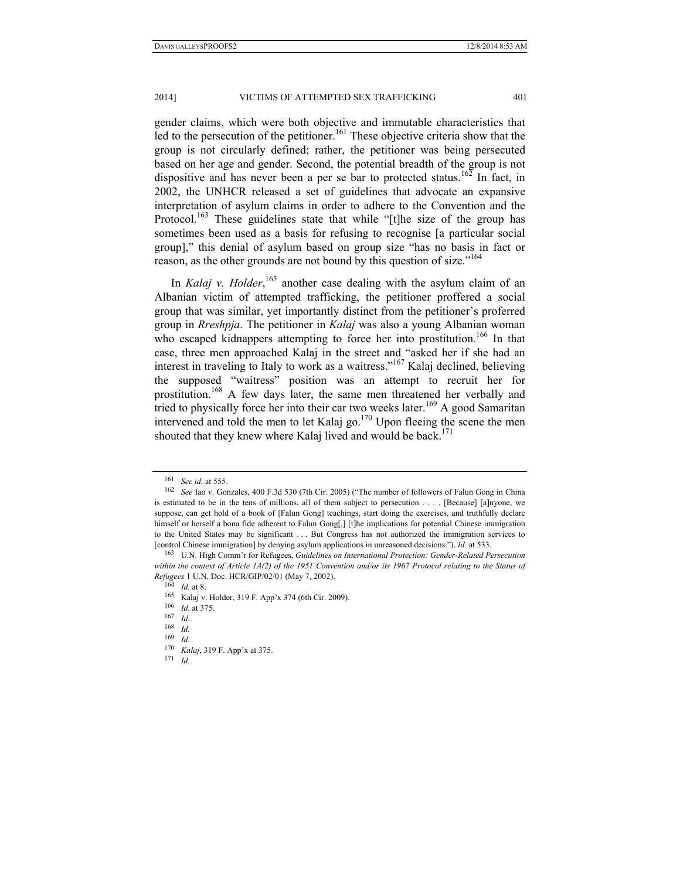gender claims, which were both objective and immutable characteristics that led to the persecution of the petitioner.[161] These objective criteria show that the group is not circularly defined; rather, the petitioner was being persecuted based on her age and gender. Second, the potential breadth of the group is not dispositive and has never been a per se bar to protected status.[162] In fact, in 2002, the UNHCR released a set of guidelines that advocate an expansive interpretation of asylum claims in order to adhere to the Convention and the Protocol.[163] These guidelines state that while "[t]he size of the group has sometimes been used as a basis for refusing to recognise [a particular social group]," this denial of asylum based on group size "has no basis in fact or reason, as the other grounds are not bound by this question of size."[164]

In *Kalaj v. Holder*,[165] another case dealing with the asylum claim of an Albanian victim of attempted trafficking, the petitioner proffered a social group that was similar, yet importantly distinct from the petitioner's proferred group in *Rreshpja*. The petitioner in *Kalaj* was also a young Albanian woman who escaped kidnappers attempting to force her into prostitution.[166] In that case, three men approached Kalaj in the street and "asked her if she had an interest in traveling to Italy to work as a waitress."[167] Kalaj declined, believing the supposed "waitress" position was an attempt to recruit her for prostitution.[168] A few days later, the same men threatened her verbally and tried to physically force her into their car two weeks later.[169] A good Samaritan intervened and told the men to let Kalaj go.[170] Upon fleeing the scene the men shouted that they knew where Kalaj lived and would be back.[171]

---

[161] *See id.* at 555.

[162] *See* Iao v. Gonzales, 400 F.3d 530 (7th Cir. 2005) ("The number of followers of Falun Gong in China is estimated to be in the tens of millions, all of them subject to persecution . . . . [Because] [a]nyone, we suppose, can get hold of a book of [Falun Gong] teachings, start doing the exercises, and truthfully declare himself or herself a bona fide adherent to Falun Gong[,] [t]he implications for potential Chinese immigration to the United States may be significant . . . But Congress has not authorized the immigration services to [control Chinese immigration] by denying asylum applications in unreasoned decisions."). *Id.* at 533.

[163] U.N. High Comm'r for Refugees, *Guidelines on International Protection: Gender-Related Persecution within the context of Article 1A(2) of the 1951 Convention and/or its 1967 Protocol relating to the Status of Refugees* 1 U.N. Doc. HCR/GIP/02/01 (May 7, 2002).

[164] *Id.* at 8.

[165] Kalaj v. Holder, 319 F. App'x 374 (6th Cir. 2009).

[166] *Id.* at 375.

[167] *Id.*

[168] *Id.*

[169] *Id.*

[170] *Kalaj*, 319 F. App'x at 375.

[171] *Id.*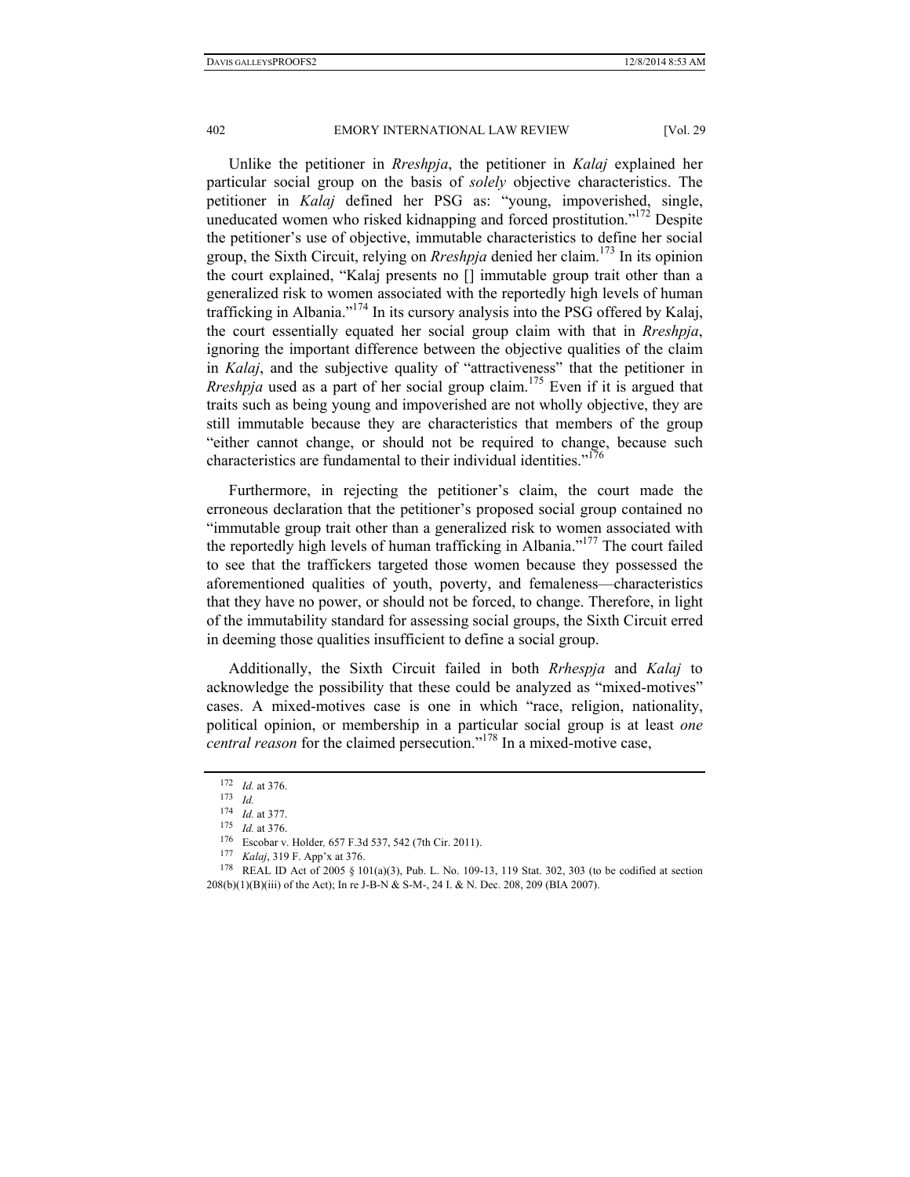Unlike the petitioner in *Rreshpja*, the petitioner in *Kalaj* explained her particular social group on the basis of *solely* objective characteristics. The petitioner in *Kalaj* defined her PSG as: "young, impoverished, single, uneducated women who risked kidnapping and forced prostitution."[172] Despite the petitioner's use of objective, immutable characteristics to define her social group, the Sixth Circuit, relying on *Rreshpja* denied her claim.[173] In its opinion the court explained, "Kalaj presents no [] immutable group trait other than a generalized risk to women associated with the reportedly high levels of human trafficking in Albania."[174] In its cursory analysis into the PSG offered by Kalaj, the court essentially equated her social group claim with that in *Rreshpja*, ignoring the important difference between the objective qualities of the claim in *Kalaj*, and the subjective quality of "attractiveness" that the petitioner in *Rreshpja* used as a part of her social group claim.[175] Even if it is argued that traits such as being young and impoverished are not wholly objective, they are still immutable because they are characteristics that members of the group "either cannot change, or should not be required to change, because such characteristics are fundamental to their individual identities."[176]

Furthermore, in rejecting the petitioner's claim, the court made the erroneous declaration that the petitioner's proposed social group contained no "immutable group trait other than a generalized risk to women associated with the reportedly high levels of human trafficking in Albania."[177] The court failed to see that the traffickers targeted those women because they possessed the aforementioned qualities of youth, poverty, and femaleness—characteristics that they have no power, or should not be forced, to change. Therefore, in light of the immutability standard for assessing social groups, the Sixth Circuit erred in deeming those qualities insufficient to define a social group.

Additionally, the Sixth Circuit failed in both *Rrhespja* and *Kalaj* to acknowledge the possibility that these could be analyzed as "mixed-motives" cases. A mixed-motives case is one in which "race, religion, nationality, political opinion, or membership in a particular social group is at least *one central reason* for the claimed persecution."[178] In a mixed-motive case,

---

[172] *Id.* at 376.

[173] *Id.*

[174] *Id.* at 377.

[175] *Id.* at 376.

[176] Escobar v. Holder, 657 F.3d 537, 542 (7th Cir. 2011).

[177] *Kalaj*, 319 F. App'x at 376.

[178] REAL ID Act of 2005 § 101(a)(3), Pub. L. No. 109-13, 119 Stat. 302, 303 (to be codified at section 208(b)(1)(B)(iii) of the Act); In re J-B-N & S-M-, 24 I. & N. Dec. 208, 209 (BIA 2007).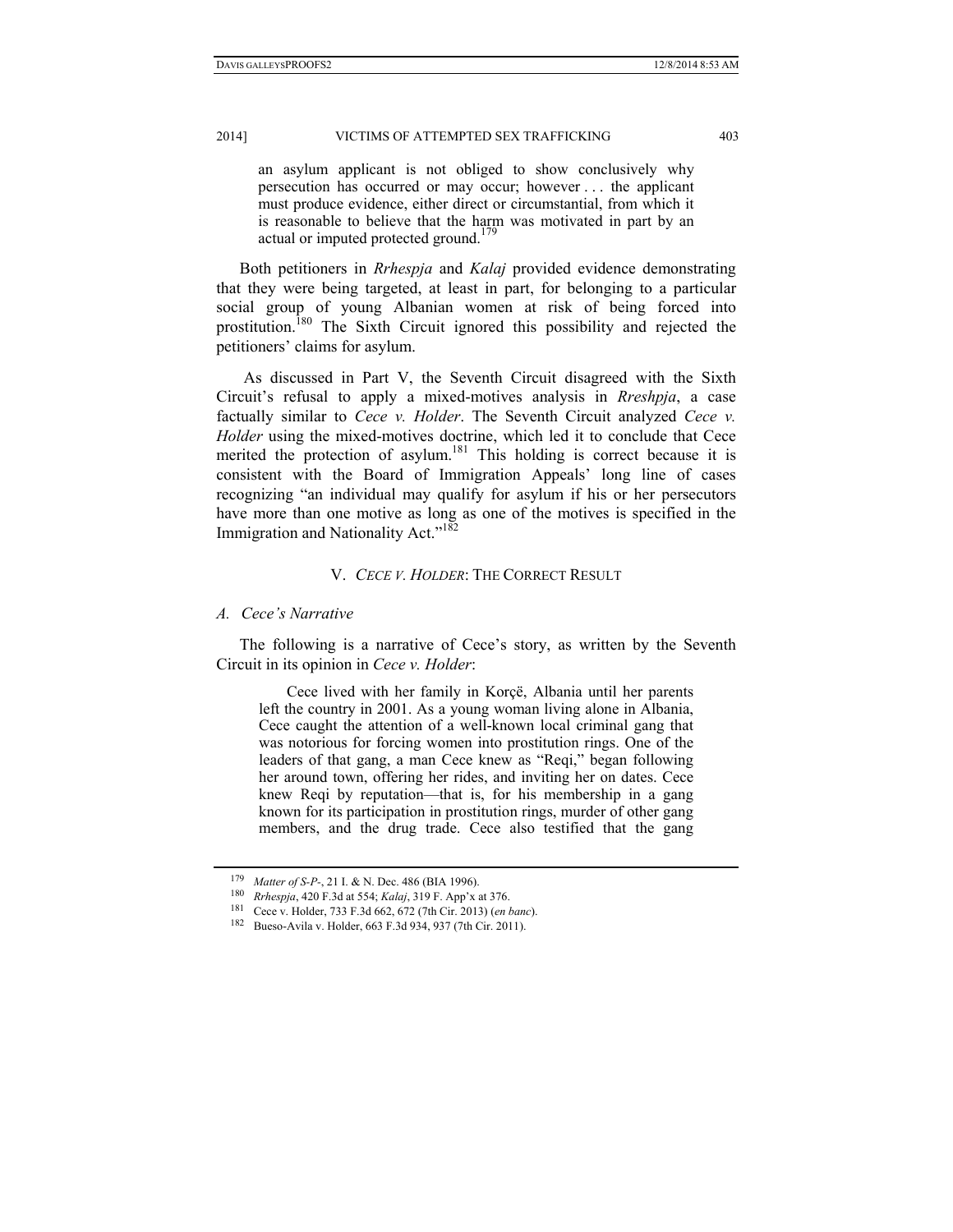> an asylum applicant is not obliged to show conclusively why persecution has occurred or may occur; however . . . the applicant must produce evidence, either direct or circumstantial, from which it is reasonable to believe that the harm was motivated in part by an actual or imputed protected ground.[179]

Both petitioners in *Rrhespja* and *Kalaj* provided evidence demonstrating that they were being targeted, at least in part, for belonging to a particular social group of young Albanian women at risk of being forced into prostitution.[180] The Sixth Circuit ignored this possibility and rejected the petitioners' claims for asylum.

As discussed in Part V, the Seventh Circuit disagreed with the Sixth Circuit's refusal to apply a mixed-motives analysis in *Rreshpja*, a case factually similar to *Cece v. Holder*. The Seventh Circuit analyzed *Cece v. Holder* using the mixed-motives doctrine, which led it to conclude that Cece merited the protection of asylum.[181] This holding is correct because it is consistent with the Board of Immigration Appeals' long line of cases recognizing "an individual may qualify for asylum if his or her persecutors have more than one motive as long as one of the motives is specified in the Immigration and Nationality Act."[182]

## V. *CECE V. HOLDER*: THE CORRECT RESULT

### *A. Cece's Narrative*

The following is a narrative of Cece's story, as written by the Seventh Circuit in its opinion in *Cece v. Holder*:

> Cece lived with her family in Korçë, Albania until her parents left the country in 2001. As a young woman living alone in Albania, Cece caught the attention of a well-known local criminal gang that was notorious for forcing women into prostitution rings. One of the leaders of that gang, a man Cece knew as "Reqi," began following her around town, offering her rides, and inviting her on dates. Cece knew Reqi by reputation—that is, for his membership in a gang known for its participation in prostitution rings, murder of other gang members, and the drug trade. Cece also testified that the gang

---

179 *Matter of S-P-*, 21 I. & N. Dec. 486 (BIA 1996).

180 *Rrhespja*, 420 F.3d at 554; *Kalaj*, 319 F. App'x at 376.

181 Cece v. Holder, 733 F.3d 662, 672 (7th Cir. 2013) (*en banc*).

182 Bueso-Avila v. Holder, 663 F.3d 934, 937 (7th Cir. 2011).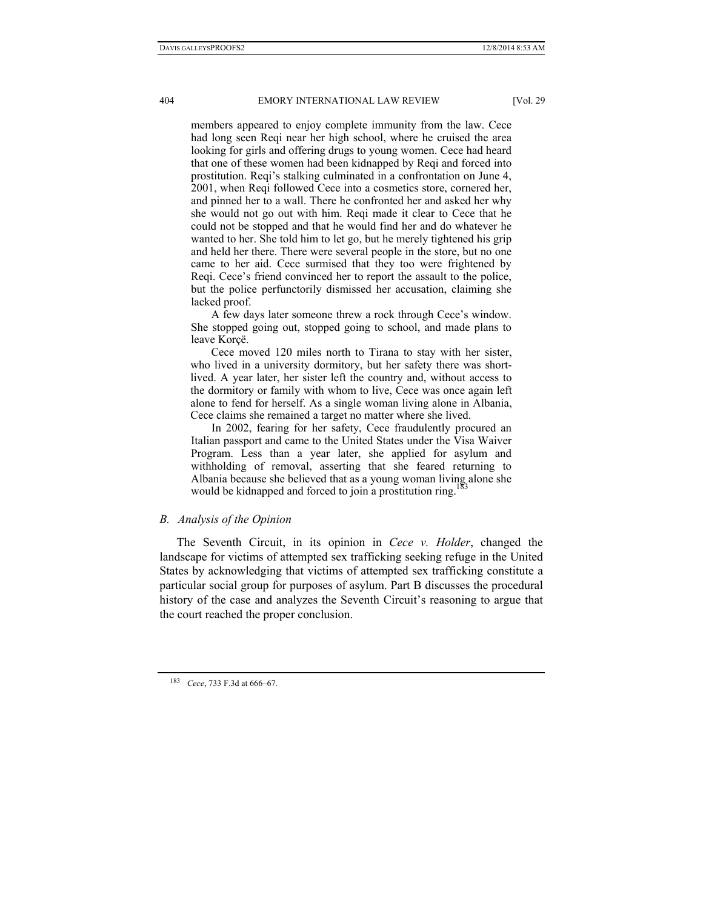members appeared to enjoy complete immunity from the law. Cece had long seen Reqi near her high school, where he cruised the area looking for girls and offering drugs to young women. Cece had heard that one of these women had been kidnapped by Reqi and forced into prostitution. Reqi's stalking culminated in a confrontation on June 4, 2001, when Reqi followed Cece into a cosmetics store, cornered her, and pinned her to a wall. There he confronted her and asked her why she would not go out with him. Reqi made it clear to Cece that he could not be stopped and that he would find her and do whatever he wanted to her. She told him to let go, but he merely tightened his grip and held her there. There were several people in the store, but no one came to her aid. Cece surmised that they too were frightened by Reqi. Cece's friend convinced her to report the assault to the police, but the police perfunctorily dismissed her accusation, claiming she lacked proof.

A few days later someone threw a rock through Cece's window. She stopped going out, stopped going to school, and made plans to leave Korçë.

Cece moved 120 miles north to Tirana to stay with her sister, who lived in a university dormitory, but her safety there was short-lived. A year later, her sister left the country and, without access to the dormitory or family with whom to live, Cece was once again left alone to fend for herself. As a single woman living alone in Albania, Cece claims she remained a target no matter where she lived.

In 2002, fearing for her safety, Cece fraudulently procured an Italian passport and came to the United States under the Visa Waiver Program. Less than a year later, she applied for asylum and withholding of removal, asserting that she feared returning to Albania because she believed that as a young woman living alone she would be kidnapped and forced to join a prostitution ring.[183]

### *B. Analysis of the Opinion*

The Seventh Circuit, in its opinion in *Cece v. Holder*, changed the landscape for victims of attempted sex trafficking seeking refuge in the United States by acknowledging that victims of attempted sex trafficking constitute a particular social group for purposes of asylum. Part B discusses the procedural history of the case and analyzes the Seventh Circuit's reasoning to argue that the court reached the proper conclusion.

---

[183] *Cece*, 733 F.3d at 666–67.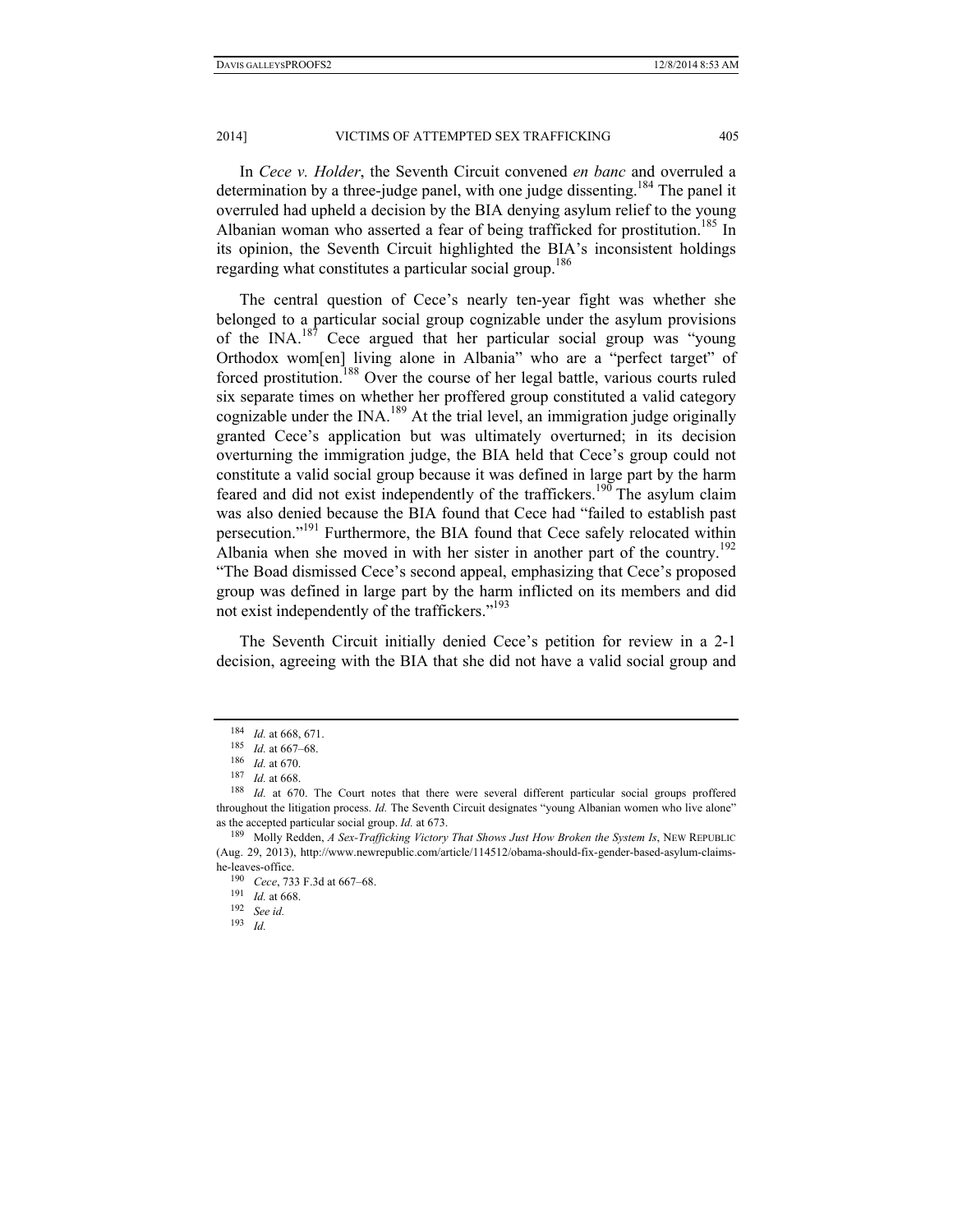In *Cece v. Holder*, the Seventh Circuit convened *en banc* and overruled a determination by a three-judge panel, with one judge dissenting.[184] The panel it overruled had upheld a decision by the BIA denying asylum relief to the young Albanian woman who asserted a fear of being trafficked for prostitution.[185] In its opinion, the Seventh Circuit highlighted the BIA's inconsistent holdings regarding what constitutes a particular social group.[186]

The central question of Cece's nearly ten-year fight was whether she belonged to a particular social group cognizable under the asylum provisions of the INA.[187] Cece argued that her particular social group was "young Orthodox wom[en] living alone in Albania" who are a "perfect target" of forced prostitution.[188] Over the course of her legal battle, various courts ruled six separate times on whether her proffered group constituted a valid category cognizable under the INA.[189] At the trial level, an immigration judge originally granted Cece's application but was ultimately overturned; in its decision overturning the immigration judge, the BIA held that Cece's group could not constitute a valid social group because it was defined in large part by the harm feared and did not exist independently of the traffickers.[190] The asylum claim was also denied because the BIA found that Cece had "failed to establish past persecution."[191] Furthermore, the BIA found that Cece safely relocated within Albania when she moved in with her sister in another part of the country.[192] "The Boad dismissed Cece's second appeal, emphasizing that Cece's proposed group was defined in large part by the harm inflicted on its members and did not exist independently of the traffickers."[193]

The Seventh Circuit initially denied Cece's petition for review in a 2-1 decision, agreeing with the BIA that she did not have a valid social group and

---

[184] *Id.* at 668, 671.

[185] *Id.* at 667–68.

[186] *Id.* at 670.

[187] *Id.* at 668.

[188] *Id.* at 670. The Court notes that there were several different particular social groups proffered throughout the litigation process. *Id.* The Seventh Circuit designates "young Albanian women who live alone" as the accepted particular social group. *Id.* at 673.

[189] Molly Redden, *A Sex-Trafficking Victory That Shows Just How Broken the System Is*, NEW REPUBLIC (Aug. 29, 2013), http://www.newrepublic.com/article/114512/obama-should-fix-gender-based-asylum-claims-he-leaves-office.

[190] *Cece*, 733 F.3d at 667–68.

[191] *Id.* at 668.

[192] *See id.*

[193] *Id.*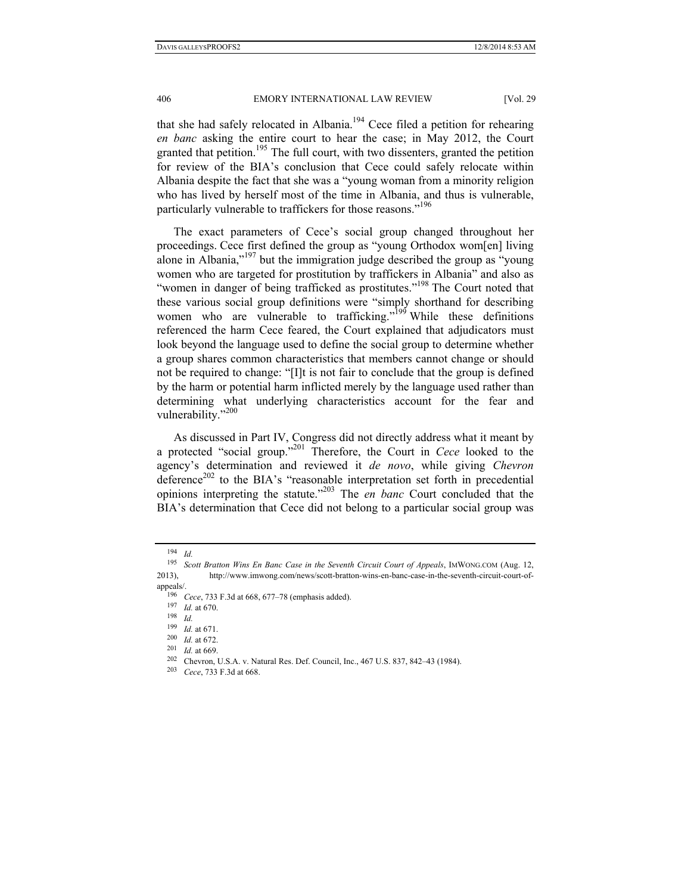that she had safely relocated in Albania.[194] Cece filed a petition for rehearing *en banc* asking the entire court to hear the case; in May 2012, the Court granted that petition.[195] The full court, with two dissenters, granted the petition for review of the BIA's conclusion that Cece could safely relocate within Albania despite the fact that she was a "young woman from a minority religion who has lived by herself most of the time in Albania, and thus is vulnerable, particularly vulnerable to traffickers for those reasons."[196]

The exact parameters of Cece's social group changed throughout her proceedings. Cece first defined the group as "young Orthodox wom[en] living alone in Albania,"[197] but the immigration judge described the group as "young women who are targeted for prostitution by traffickers in Albania" and also as "women in danger of being trafficked as prostitutes."[198] The Court noted that these various social group definitions were "simply shorthand for describing women who are vulnerable to trafficking."[199] While these definitions referenced the harm Cece feared, the Court explained that adjudicators must look beyond the language used to define the social group to determine whether a group shares common characteristics that members cannot change or should not be required to change: "[I]t is not fair to conclude that the group is defined by the harm or potential harm inflicted merely by the language used rather than determining what underlying characteristics account for the fear and vulnerability."[200]

As discussed in Part IV, Congress did not directly address what it meant by a protected "social group."[201] Therefore, the Court in *Cece* looked to the agency's determination and reviewed it *de novo*, while giving *Chevron* deference[202] to the BIA's "reasonable interpretation set forth in precedential opinions interpreting the statute."[203] The *en banc* Court concluded that the BIA's determination that Cece did not belong to a particular social group was

---

[194] *Id.*

[195] *Scott Bratton Wins En Banc Case in the Seventh Circuit Court of Appeals*, IMWONG.COM (Aug. 12, 2013), http://www.imwong.com/news/scott-bratton-wins-en-banc-case-in-the-seventh-circuit-court-of-appeals/.

[196] *Cece*, 733 F.3d at 668, 677–78 (emphasis added).

[197] *Id.* at 670.

[198] *Id.*

[199] *Id.* at 671.

[200] *Id.* at 672.

[201] *Id.* at 669.

[202] Chevron, U.S.A. v. Natural Res. Def. Council, Inc., 467 U.S. 837, 842–43 (1984).

[203] *Cece*, 733 F.3d at 668.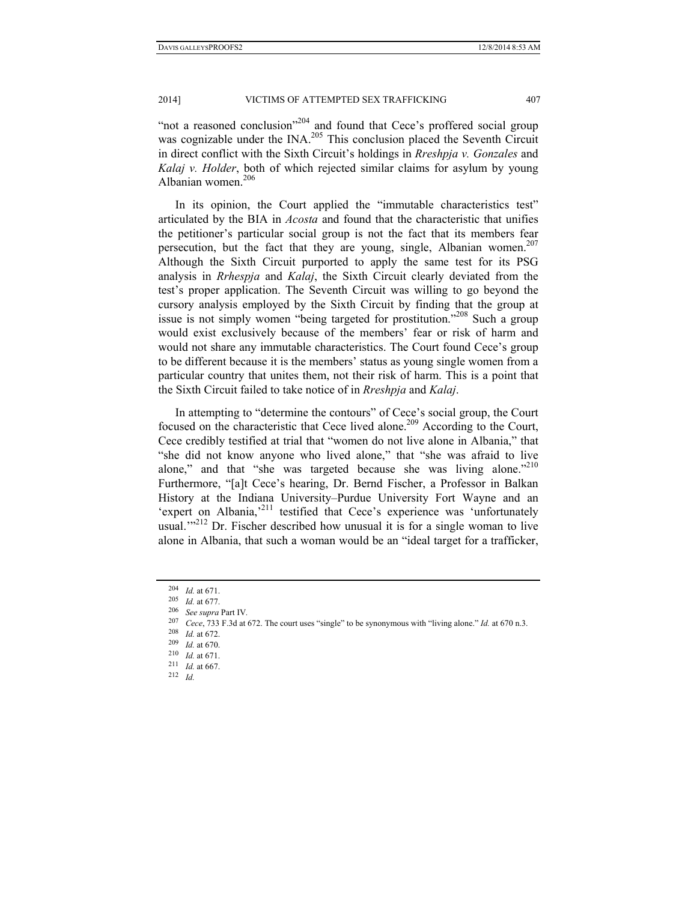"not a reasoned conclusion"[204] and found that Cece's proffered social group was cognizable under the INA.[205] This conclusion placed the Seventh Circuit in direct conflict with the Sixth Circuit's holdings in *Rreshpja v. Gonzales* and *Kalaj v. Holder*, both of which rejected similar claims for asylum by young Albanian women.[206]

In its opinion, the Court applied the "immutable characteristics test" articulated by the BIA in *Acosta* and found that the characteristic that unifies the petitioner's particular social group is not the fact that its members fear persecution, but the fact that they are young, single, Albanian women.[207] Although the Sixth Circuit purported to apply the same test for its PSG analysis in *Rrhespja* and *Kalaj*, the Sixth Circuit clearly deviated from the test's proper application. The Seventh Circuit was willing to go beyond the cursory analysis employed by the Sixth Circuit by finding that the group at issue is not simply women "being targeted for prostitution."[208] Such a group would exist exclusively because of the members' fear or risk of harm and would not share any immutable characteristics. The Court found Cece's group to be different because it is the members' status as young single women from a particular country that unites them, not their risk of harm. This is a point that the Sixth Circuit failed to take notice of in *Rreshpja* and *Kalaj*.

In attempting to "determine the contours" of Cece's social group, the Court focused on the characteristic that Cece lived alone.[209] According to the Court, Cece credibly testified at trial that "women do not live alone in Albania," that "she did not know anyone who lived alone," that "she was afraid to live alone," and that "she was targeted because she was living alone."[210] Furthermore, "[a]t Cece's hearing, Dr. Bernd Fischer, a Professor in Balkan History at the Indiana University–Purdue University Fort Wayne and an 'expert on Albania,'[211] testified that Cece's experience was 'unfortunately usual.'"[212] Dr. Fischer described how unusual it is for a single woman to live alone in Albania, that such a woman would be an "ideal target for a trafficker,

---

204 *Id.* at 671.
205 *Id.* at 677.
206 *See supra* Part IV.
207 *Cece*, 733 F.3d at 672. The court uses "single" to be synonymous with "living alone." *Id.* at 670 n.3.
208 *Id.* at 672.
209 *Id.* at 670.
210 *Id.* at 671.
211 *Id.* at 667.
212 *Id.*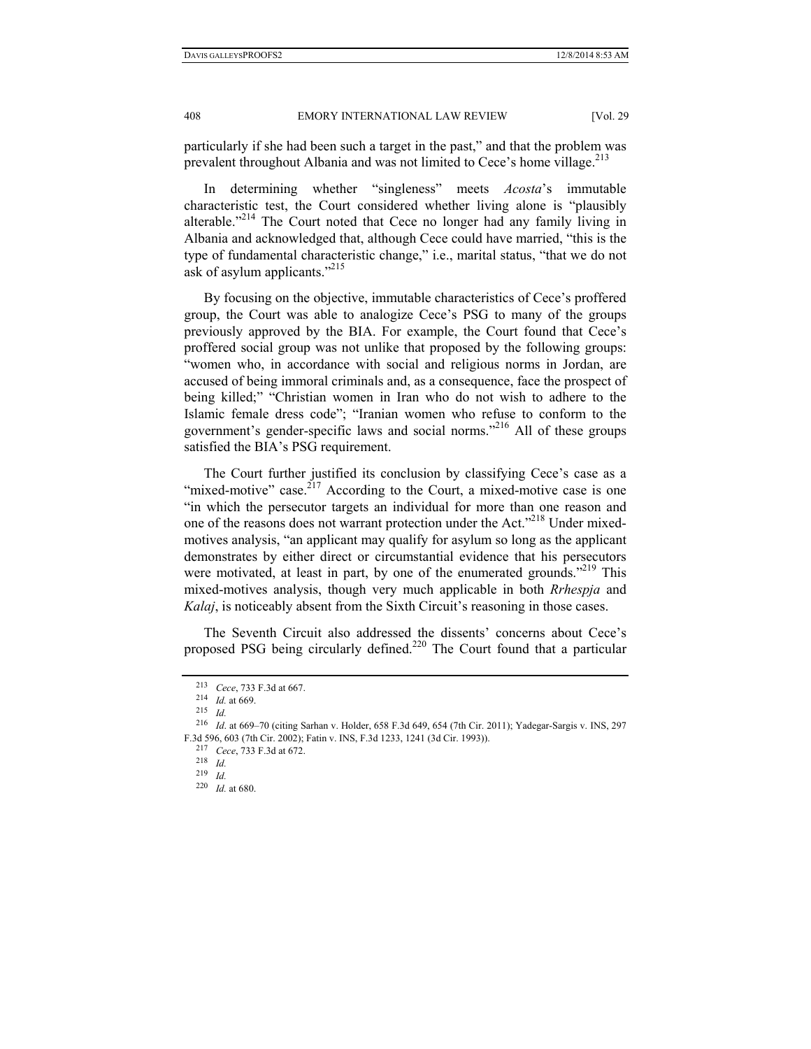particularly if she had been such a target in the past," and that the problem was prevalent throughout Albania and was not limited to Cece's home village.[213]

In determining whether "singleness" meets *Acosta*'s immutable characteristic test, the Court considered whether living alone is "plausibly alterable."[214] The Court noted that Cece no longer had any family living in Albania and acknowledged that, although Cece could have married, "this is the type of fundamental characteristic change," i.e., marital status, "that we do not ask of asylum applicants."[215]

By focusing on the objective, immutable characteristics of Cece's proffered group, the Court was able to analogize Cece's PSG to many of the groups previously approved by the BIA. For example, the Court found that Cece's proffered social group was not unlike that proposed by the following groups: "women who, in accordance with social and religious norms in Jordan, are accused of being immoral criminals and, as a consequence, face the prospect of being killed;" "Christian women in Iran who do not wish to adhere to the Islamic female dress code"; "Iranian women who refuse to conform to the government's gender-specific laws and social norms."[216] All of these groups satisfied the BIA's PSG requirement.

The Court further justified its conclusion by classifying Cece's case as a "mixed-motive" case.[217] According to the Court, a mixed-motive case is one "in which the persecutor targets an individual for more than one reason and one of the reasons does not warrant protection under the Act."[218] Under mixed-motives analysis, "an applicant may qualify for asylum so long as the applicant demonstrates by either direct or circumstantial evidence that his persecutors were motivated, at least in part, by one of the enumerated grounds."[219] This mixed-motives analysis, though very much applicable in both *Rrhespja* and *Kalaj*, is noticeably absent from the Sixth Circuit's reasoning in those cases.

The Seventh Circuit also addressed the dissents' concerns about Cece's proposed PSG being circularly defined.[220] The Court found that a particular

---

213 *Cece*, 733 F.3d at 667.

214 *Id.* at 669.

215 *Id.*

216 *Id.* at 669–70 (citing Sarhan v. Holder, 658 F.3d 649, 654 (7th Cir. 2011); Yadegar-Sargis v. INS, 297 F.3d 596, 603 (7th Cir. 2002); Fatin v. INS, F.3d 1233, 1241 (3d Cir. 1993)).

217 *Cece*, 733 F.3d at 672.

218 *Id.*

219 *Id.*

220 *Id.* at 680.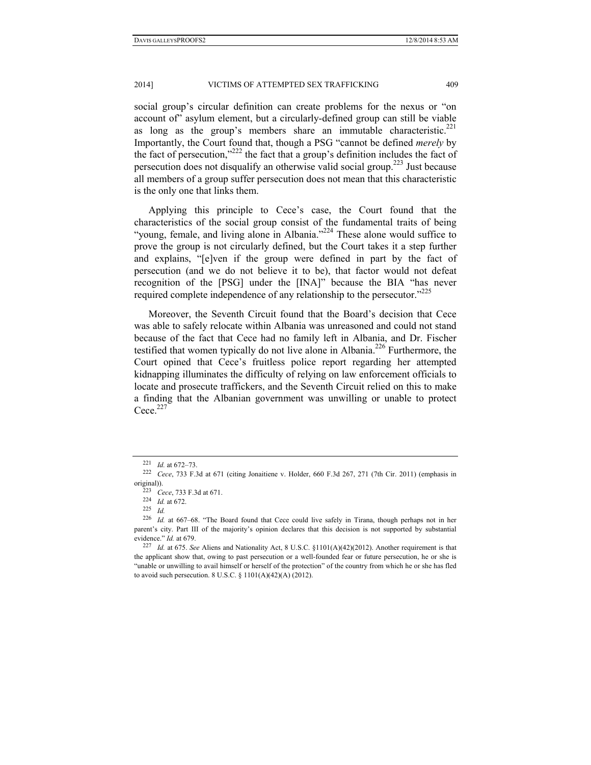social group's circular definition can create problems for the nexus or "on account of" asylum element, but a circularly-defined group can still be viable as long as the group's members share an immutable characteristic.[221] Importantly, the Court found that, though a PSG "cannot be defined *merely* by the fact of persecution,"[222] the fact that a group's definition includes the fact of persecution does not disqualify an otherwise valid social group.[223] Just because all members of a group suffer persecution does not mean that this characteristic is the only one that links them.

Applying this principle to Cece's case, the Court found that the characteristics of the social group consist of the fundamental traits of being "young, female, and living alone in Albania."[224] These alone would suffice to prove the group is not circularly defined, but the Court takes it a step further and explains, "[e]ven if the group were defined in part by the fact of persecution (and we do not believe it to be), that factor would not defeat recognition of the [PSG] under the [INA]" because the BIA "has never required complete independence of any relationship to the persecutor."[225]

Moreover, the Seventh Circuit found that the Board's decision that Cece was able to safely relocate within Albania was unreasoned and could not stand because of the fact that Cece had no family left in Albania, and Dr. Fischer testified that women typically do not live alone in Albania.[226] Furthermore, the Court opined that Cece's fruitless police report regarding her attempted kidnapping illuminates the difficulty of relying on law enforcement officials to locate and prosecute traffickers, and the Seventh Circuit relied on this to make a finding that the Albanian government was unwilling or unable to protect Cece.[227]

---

[221] *Id.* at 672–73.

[222] *Cece*, 733 F.3d at 671 (citing Jonaitiene v. Holder, 660 F.3d 267, 271 (7th Cir. 2011) (emphasis in original)).

[223] *Cece*, 733 F.3d at 671.

[224] *Id.* at 672.

[225] *Id.*

[226] *Id.* at 667–68. "The Board found that Cece could live safely in Tirana, though perhaps not in her parent's city. Part III of the majority's opinion declares that this decision is not supported by substantial evidence." *Id.* at 679.

[227] *Id.* at 675. *See* Aliens and Nationality Act, 8 U.S.C. §1101(A)(42)(2012). Another requirement is that the applicant show that, owing to past persecution or a well-founded fear or future persecution, he or she is "unable or unwilling to avail himself or herself of the protection" of the country from which he or she has fled to avoid such persecution. 8 U.S.C. § 1101(A)(42)(A) (2012).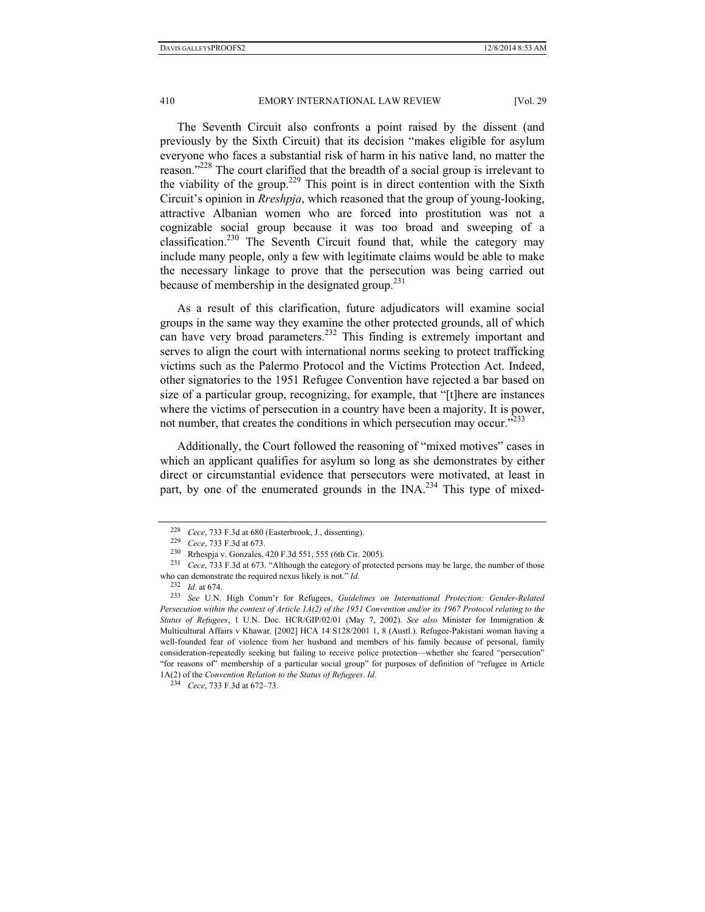The Seventh Circuit also confronts a point raised by the dissent (and previously by the Sixth Circuit) that its decision "makes eligible for asylum everyone who faces a substantial risk of harm in his native land, no matter the reason."[228] The court clarified that the breadth of a social group is irrelevant to the viability of the group.[229] This point is in direct contention with the Sixth Circuit's opinion in *Rreshpja*, which reasoned that the group of young-looking, attractive Albanian women who are forced into prostitution was not a cognizable social group because it was too broad and sweeping of a classification.[230] The Seventh Circuit found that, while the category may include many people, only a few with legitimate claims would be able to make the necessary linkage to prove that the persecution was being carried out because of membership in the designated group.[231]

As a result of this clarification, future adjudicators will examine social groups in the same way they examine the other protected grounds, all of which can have very broad parameters.[232] This finding is extremely important and serves to align the court with international norms seeking to protect trafficking victims such as the Palermo Protocol and the Victims Protection Act. Indeed, other signatories to the 1951 Refugee Convention have rejected a bar based on size of a particular group, recognizing, for example, that "[t]here are instances where the victims of persecution in a country have been a majority. It is power, not number, that creates the conditions in which persecution may occur."[233]

Additionally, the Court followed the reasoning of "mixed motives" cases in which an applicant qualifies for asylum so long as she demonstrates by either direct or circumstantial evidence that persecutors were motivated, at least in part, by one of the enumerated grounds in the INA.[234] This type of mixed-

---

[228] *Cece*, 733 F.3d at 680 (Easterbrook, J., dissenting).

[229] *Cece*, 733 F.3d at 673.

[230] Rrhespja v. Gonzales, 420 F.3d 551, 555 (6th Cir. 2005).

[231] *Cece*, 733 F.3d at 673. "Although the category of protected persons may be large, the number of those who can demonstrate the required nexus likely is not." *Id.*

[232] *Id.* at 674.

[233] *See* U.N. High Comm'r for Refugees, *Guidelines on International Protection: Gender-Related Persecution within the context of Article 1A(2) of the 1951 Convention and/or its 1967 Protocol relating to the Status of Refugees*, 1 U.N. Doc. HCR/GIP/02/01 (May 7, 2002). *See also* Minister for Immigration & Multicultural Affairs v Khawar*,* [2002] HCA 14 S128/2001 1, 8 (Austl.). Refugee-Pakistani woman having a well-founded fear of violence from her husband and members of his family because of personal, family consideration-repeatedly seeking but failing to receive police protection—whether she feared "persecution" "for reasons of" membership of a particular social group" for purposes of definition of "refugee in Article 1A(2) of the *Convention Relation to the Status of Refugees*. *Id.*

[234] *Cece*, 733 F.3d at 672–73.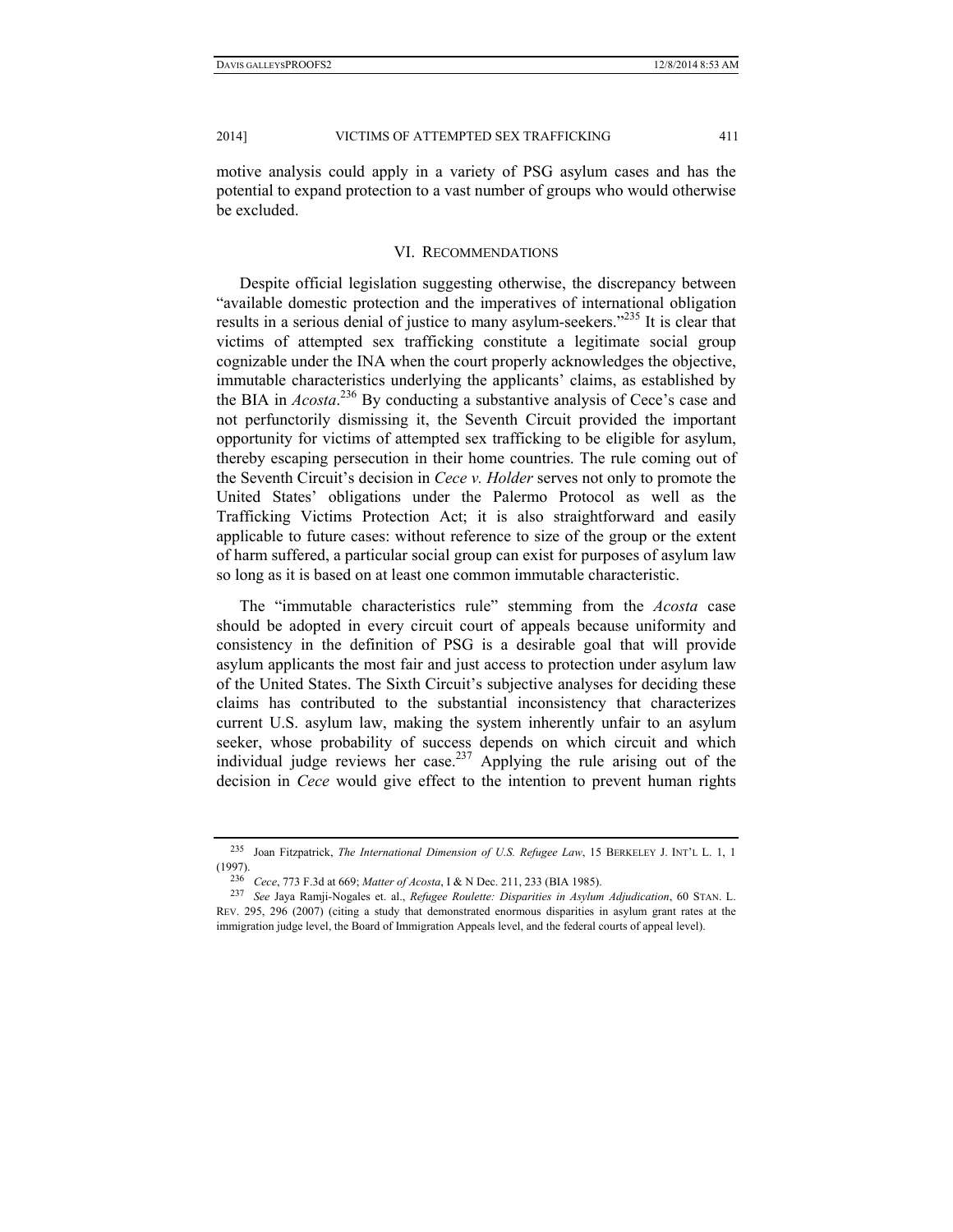motive analysis could apply in a variety of PSG asylum cases and has the potential to expand protection to a vast number of groups who would otherwise be excluded.

## VI. Recommendations

Despite official legislation suggesting otherwise, the discrepancy between "available domestic protection and the imperatives of international obligation results in a serious denial of justice to many asylum-seekers."[235] It is clear that victims of attempted sex trafficking constitute a legitimate social group cognizable under the INA when the court properly acknowledges the objective, immutable characteristics underlying the applicants' claims, as established by the BIA in *Acosta*.[236] By conducting a substantive analysis of Cece's case and not perfunctorily dismissing it, the Seventh Circuit provided the important opportunity for victims of attempted sex trafficking to be eligible for asylum, thereby escaping persecution in their home countries. The rule coming out of the Seventh Circuit's decision in *Cece v. Holder* serves not only to promote the United States' obligations under the Palermo Protocol as well as the Trafficking Victims Protection Act; it is also straightforward and easily applicable to future cases: without reference to size of the group or the extent of harm suffered, a particular social group can exist for purposes of asylum law so long as it is based on at least one common immutable characteristic.

The "immutable characteristics rule" stemming from the *Acosta* case should be adopted in every circuit court of appeals because uniformity and consistency in the definition of PSG is a desirable goal that will provide asylum applicants the most fair and just access to protection under asylum law of the United States. The Sixth Circuit's subjective analyses for deciding these claims has contributed to the substantial inconsistency that characterizes current U.S. asylum law, making the system inherently unfair to an asylum seeker, whose probability of success depends on which circuit and which individual judge reviews her case.[237] Applying the rule arising out of the decision in *Cece* would give effect to the intention to prevent human rights

---

[235] Joan Fitzpatrick, *The International Dimension of U.S. Refugee Law*, 15 Berkeley J. Int'l L. 1, 1 (1997).

[236] *Cece*, 773 F.3d at 669; *Matter of Acosta*, I & N Dec. 211, 233 (BIA 1985).

[237] *See* Jaya Ramji-Nogales et. al., *Refugee Roulette: Disparities in Asylum Adjudication*, 60 Stan. L. Rev. 295, 296 (2007) (citing a study that demonstrated enormous disparities in asylum grant rates at the immigration judge level, the Board of Immigration Appeals level, and the federal courts of appeal level).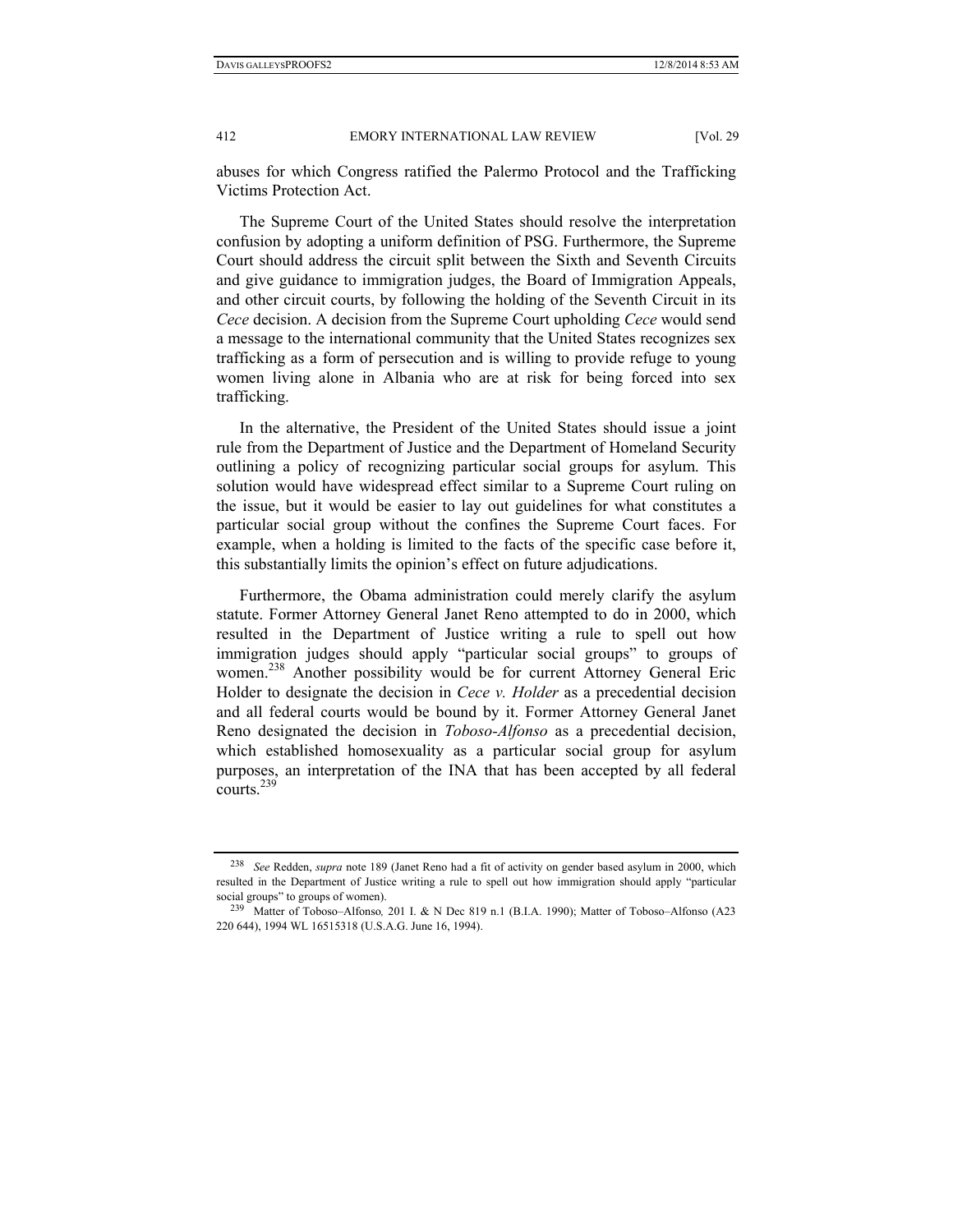abuses for which Congress ratified the Palermo Protocol and the Trafficking Victims Protection Act.

The Supreme Court of the United States should resolve the interpretation confusion by adopting a uniform definition of PSG. Furthermore, the Supreme Court should address the circuit split between the Sixth and Seventh Circuits and give guidance to immigration judges, the Board of Immigration Appeals, and other circuit courts, by following the holding of the Seventh Circuit in its *Cece* decision. A decision from the Supreme Court upholding *Cece* would send a message to the international community that the United States recognizes sex trafficking as a form of persecution and is willing to provide refuge to young women living alone in Albania who are at risk for being forced into sex trafficking.

In the alternative, the President of the United States should issue a joint rule from the Department of Justice and the Department of Homeland Security outlining a policy of recognizing particular social groups for asylum. This solution would have widespread effect similar to a Supreme Court ruling on the issue, but it would be easier to lay out guidelines for what constitutes a particular social group without the confines the Supreme Court faces. For example, when a holding is limited to the facts of the specific case before it, this substantially limits the opinion's effect on future adjudications.

Furthermore, the Obama administration could merely clarify the asylum statute. Former Attorney General Janet Reno attempted to do in 2000, which resulted in the Department of Justice writing a rule to spell out how immigration judges should apply "particular social groups" to groups of women.[238] Another possibility would be for current Attorney General Eric Holder to designate the decision in *Cece v. Holder* as a precedential decision and all federal courts would be bound by it. Former Attorney General Janet Reno designated the decision in *Toboso-Alfonso* as a precedential decision, which established homosexuality as a particular social group for asylum purposes, an interpretation of the INA that has been accepted by all federal courts.[239]

---

[238] *See* Redden, *supra* note 189 (Janet Reno had a fit of activity on gender based asylum in 2000, which resulted in the Department of Justice writing a rule to spell out how immigration should apply "particular social groups" to groups of women).

[239] Matter of Toboso–Alfonso*,* 201 I. & N Dec 819 n.1 (B.I.A. 1990); Matter of Toboso–Alfonso (A23 220 644), 1994 WL 16515318 (U.S.A.G. June 16, 1994).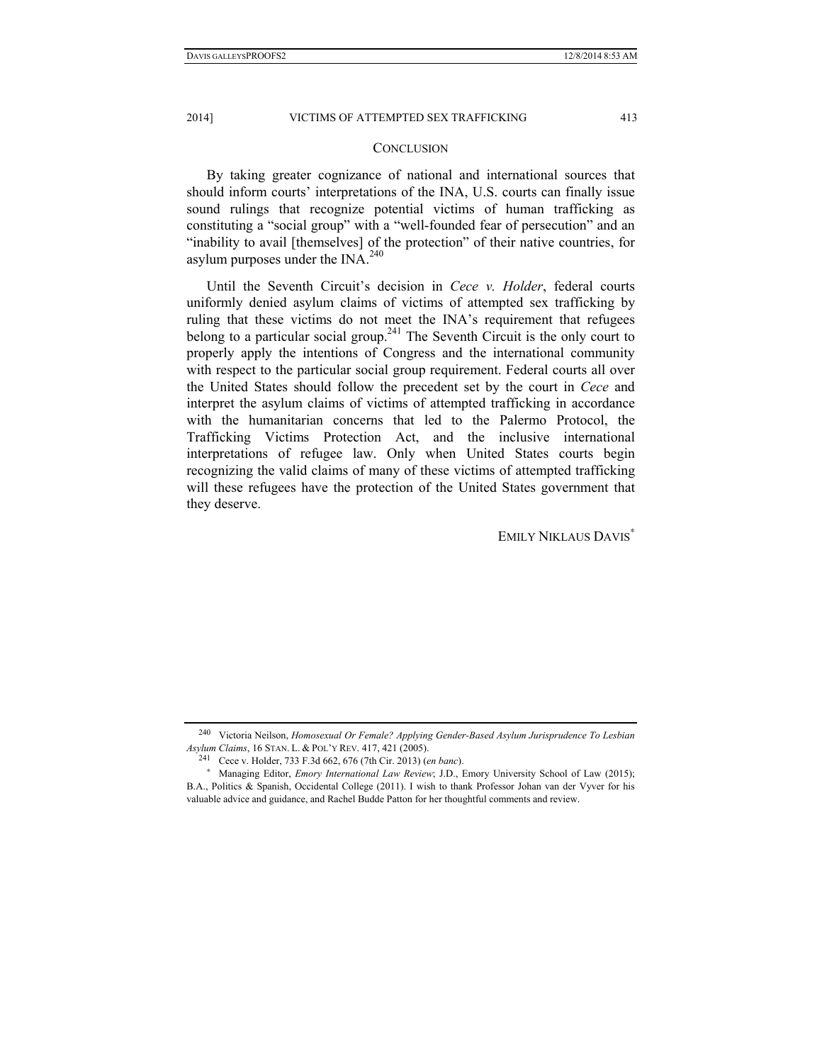## CONCLUSION

By taking greater cognizance of national and international sources that should inform courts' interpretations of the INA, U.S. courts can finally issue sound rulings that recognize potential victims of human trafficking as constituting a "social group" with a "well-founded fear of persecution" and an "inability to avail [themselves] of the protection" of their native countries, for asylum purposes under the INA.[240]

Until the Seventh Circuit's decision in *Cece v. Holder*, federal courts uniformly denied asylum claims of victims of attempted sex trafficking by ruling that these victims do not meet the INA's requirement that refugees belong to a particular social group.[241] The Seventh Circuit is the only court to properly apply the intentions of Congress and the international community with respect to the particular social group requirement. Federal courts all over the United States should follow the precedent set by the court in *Cece* and interpret the asylum claims of victims of attempted trafficking in accordance with the humanitarian concerns that led to the Palermo Protocol, the Trafficking Victims Protection Act, and the inclusive international interpretations of refugee law. Only when United States courts begin recognizing the valid claims of many of these victims of attempted trafficking will these refugees have the protection of the United States government that they deserve.

EMILY NIKLAUS DAVIS[*]

---

[240] Victoria Neilson, *Homosexual Or Female? Applying Gender-Based Asylum Jurisprudence To Lesbian Asylum Claims*, 16 STAN. L. & POL'Y REV. 417, 421 (2005).

[241] Cece v. Holder, 733 F.3d 662, 676 (7th Cir. 2013) (*en banc*).

[*] Managing Editor, *Emory International Law Review*; J.D., Emory University School of Law (2015); B.A., Politics & Spanish, Occidental College (2011). I wish to thank Professor Johan van der Vyver for his valuable advice and guidance, and Rachel Budde Patton for her thoughtful comments and review.